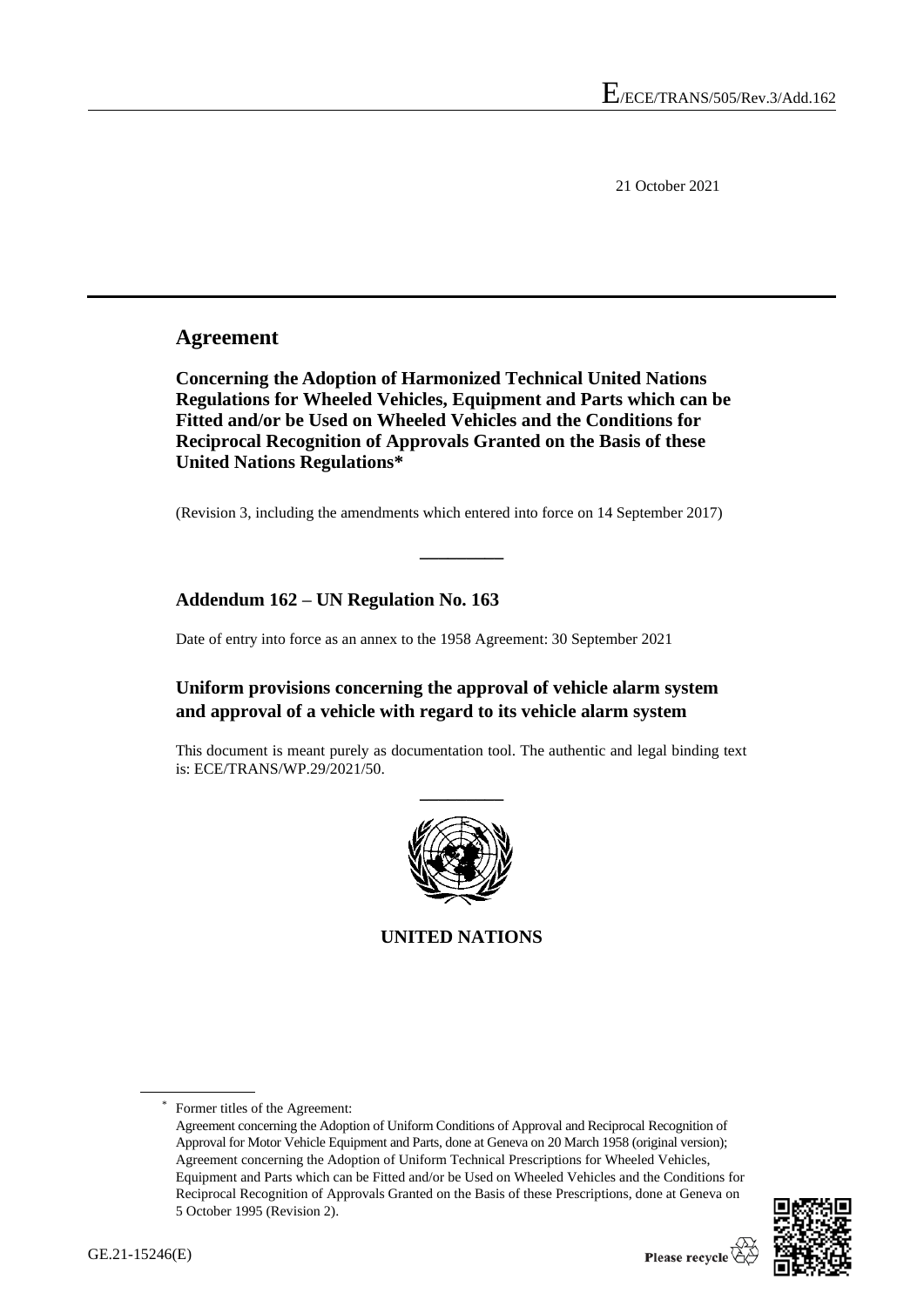E/ECE/TRANS/505/Rev.3/Add.162

21 October 2021

# Agreement

**Concerning the Adoption of Harmonized Technical United Nations Regulations for Wheeled Vehicles, Equipment and Parts which can be Fitted and/or be Used on Wheeled Vehicles and the Conditions for Reciprocal Recognition of Approvals Granted on the Basis of these United Nations Regulations***

(Revision 3, including the amendments which entered into force on 14 September 2017)

---

## Addendum 162 – UN Regulation No. 163

Date of entry into force as an annex to the 1958 Agreement: 30 September 2021

## Uniform provisions concerning the approval of vehicle alarm system and approval of a vehicle with regard to its vehicle alarm system

This document is meant purely as documentation tool. The authentic and legal binding text is: ECE/TRANS/WP.29/2021/50.

---

UNITED NATIONS

---

* Former titles of the Agreement:
Agreement concerning the Adoption of Uniform Conditions of Approval and Reciprocal Recognition of Approval for Motor Vehicle Equipment and Parts, done at Geneva on 20 March 1958 (original version);
Agreement concerning the Adoption of Uniform Technical Prescriptions for Wheeled Vehicles, Equipment and Parts which can be Fitted and/or be Used on Wheeled Vehicles and the Conditions for Reciprocal Recognition of Approvals Granted on the Basis of these Prescriptions, done at Geneva on 5 October 1995 (Revision 2).

GE.21-15246(E)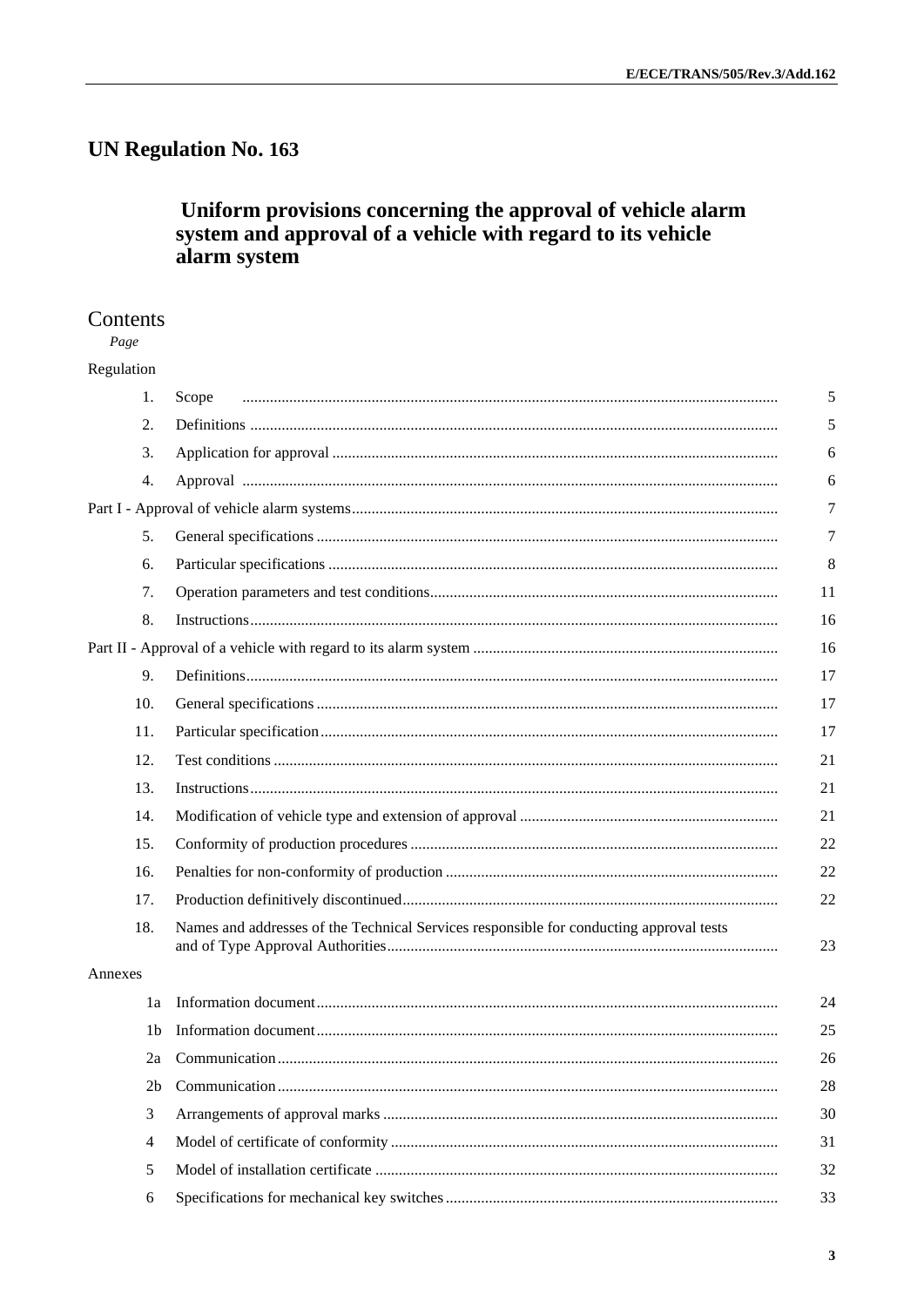# UN Regulation No. 163

## Uniform provisions concerning the approval of vehicle alarm system and approval of a vehicle with regard to its vehicle alarm system

## Contents

| | | Page |
|---|---|---|
| Regulation | | |
| 1. | Scope | 5 |
| 2. | Definitions | 5 |
| 3. | Application for approval | 6 |
| 4. | Approval | 6 |
| Part I - Approval of vehicle alarm systems | | 7 |
| 5. | General specifications | 7 |
| 6. | Particular specifications | 8 |
| 7. | Operation parameters and test conditions | 11 |
| 8. | Instructions | 16 |
| Part II - Approval of a vehicle with regard to its alarm system | | 16 |
| 9. | Definitions | 17 |
| 10. | General specifications | 17 |
| 11. | Particular specification | 17 |
| 12. | Test conditions | 21 |
| 13. | Instructions | 21 |
| 14. | Modification of vehicle type and extension of approval | 21 |
| 15. | Conformity of production procedures | 22 |
| 16. | Penalties for non-conformity of production | 22 |
| 17. | Production definitively discontinued | 22 |
| 18. | Names and addresses of the Technical Services responsible for conducting approval tests and of Type Approval Authorities | 23 |
| Annexes | | |
| 1a | Information document | 24 |
| 1b | Information document | 25 |
| 2a | Communication | 26 |
| 2b | Communication | 28 |
| 3 | Arrangements of approval marks | 30 |
| 4 | Model of certificate of conformity | 31 |
| 5 | Model of installation certificate | 32 |
| 6 | Specifications for mechanical key switches | 33 |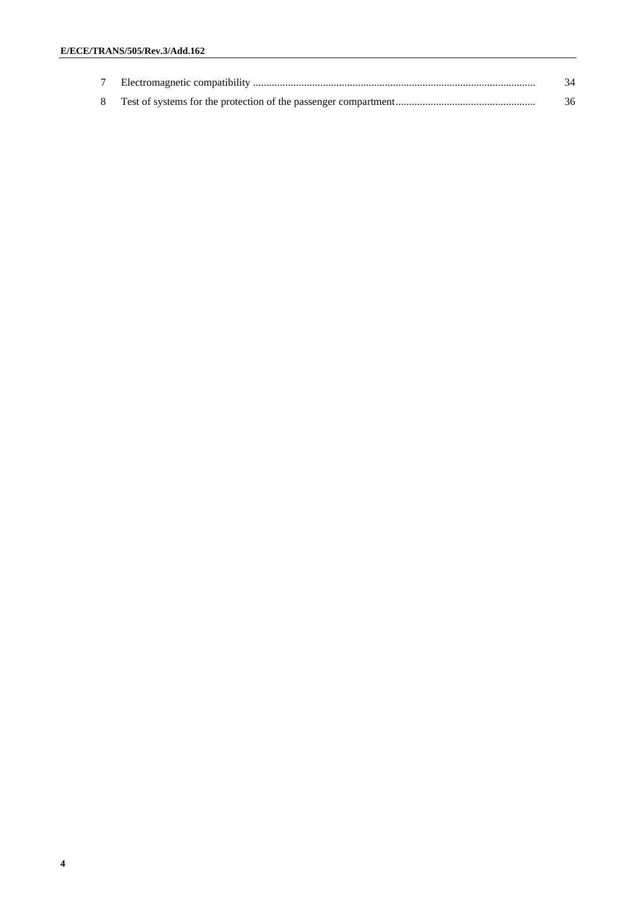| | | |
|---|---|---|
| 7 | Electromagnetic compatibility | 34 |
| 8 | Test of systems for the protection of the passenger compartment | 36 |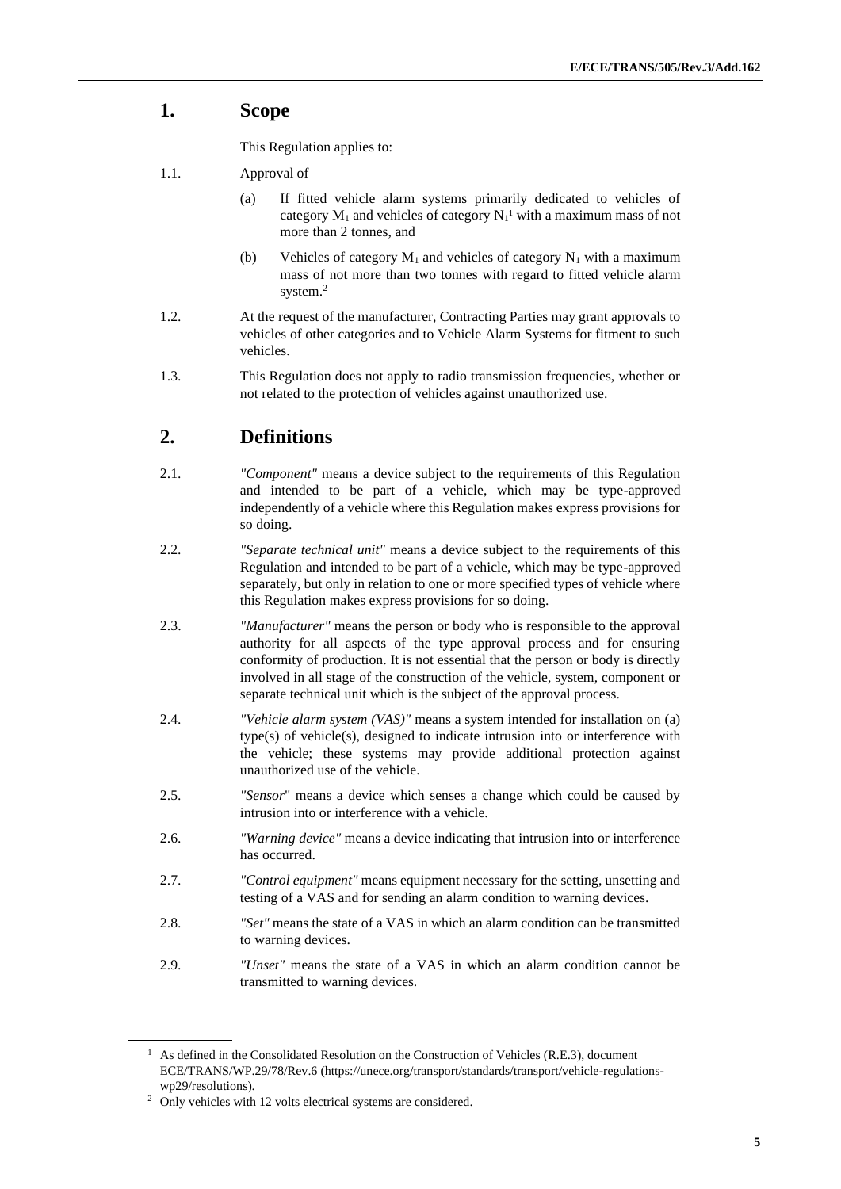# 1. Scope

This Regulation applies to:

1.1. Approval of

(a) If fitted vehicle alarm systems primarily dedicated to vehicles of category $M_1$ and vehicles of category $N_1$[1] with a maximum mass of not more than 2 tonnes, and

(b) Vehicles of category $M_1$ and vehicles of category $N_1$ with a maximum mass of not more than two tonnes with regard to fitted vehicle alarm system.[2]

1.2. At the request of the manufacturer, Contracting Parties may grant approvals to vehicles of other categories and to Vehicle Alarm Systems for fitment to such vehicles.

1.3. This Regulation does not apply to radio transmission frequencies, whether or not related to the protection of vehicles against unauthorized use.

# 2. Definitions

2.1. *"Component"* means a device subject to the requirements of this Regulation and intended to be part of a vehicle, which may be type-approved independently of a vehicle where this Regulation makes express provisions for so doing.

2.2. *"Separate technical unit"* means a device subject to the requirements of this Regulation and intended to be part of a vehicle, which may be type-approved separately, but only in relation to one or more specified types of vehicle where this Regulation makes express provisions for so doing.

2.3. *"Manufacturer"* means the person or body who is responsible to the approval authority for all aspects of the type approval process and for ensuring conformity of production. It is not essential that the person or body is directly involved in all stage of the construction of the vehicle, system, component or separate technical unit which is the subject of the approval process.

2.4. *"Vehicle alarm system (VAS)"* means a system intended for installation on (a) type(s) of vehicle(s), designed to indicate intrusion into or interference with the vehicle; these systems may provide additional protection against unauthorized use of the vehicle.

2.5. *"Sensor"* means a device which senses a change which could be caused by intrusion into or interference with a vehicle.

2.6. *"Warning device"* means a device indicating that intrusion into or interference has occurred.

2.7. *"Control equipment"* means equipment necessary for the setting, unsetting and testing of a VAS and for sending an alarm condition to warning devices.

2.8. *"Set"* means the state of a VAS in which an alarm condition can be transmitted to warning devices.

2.9. *"Unset"* means the state of a VAS in which an alarm condition cannot be transmitted to warning devices.

---

[1] As defined in the Consolidated Resolution on the Construction of Vehicles (R.E.3), document ECE/TRANS/WP.29/78/Rev.6 (https://unece.org/transport/standards/transport/vehicle-regulations-wp29/resolutions).

[2] Only vehicles with 12 volts electrical systems are considered.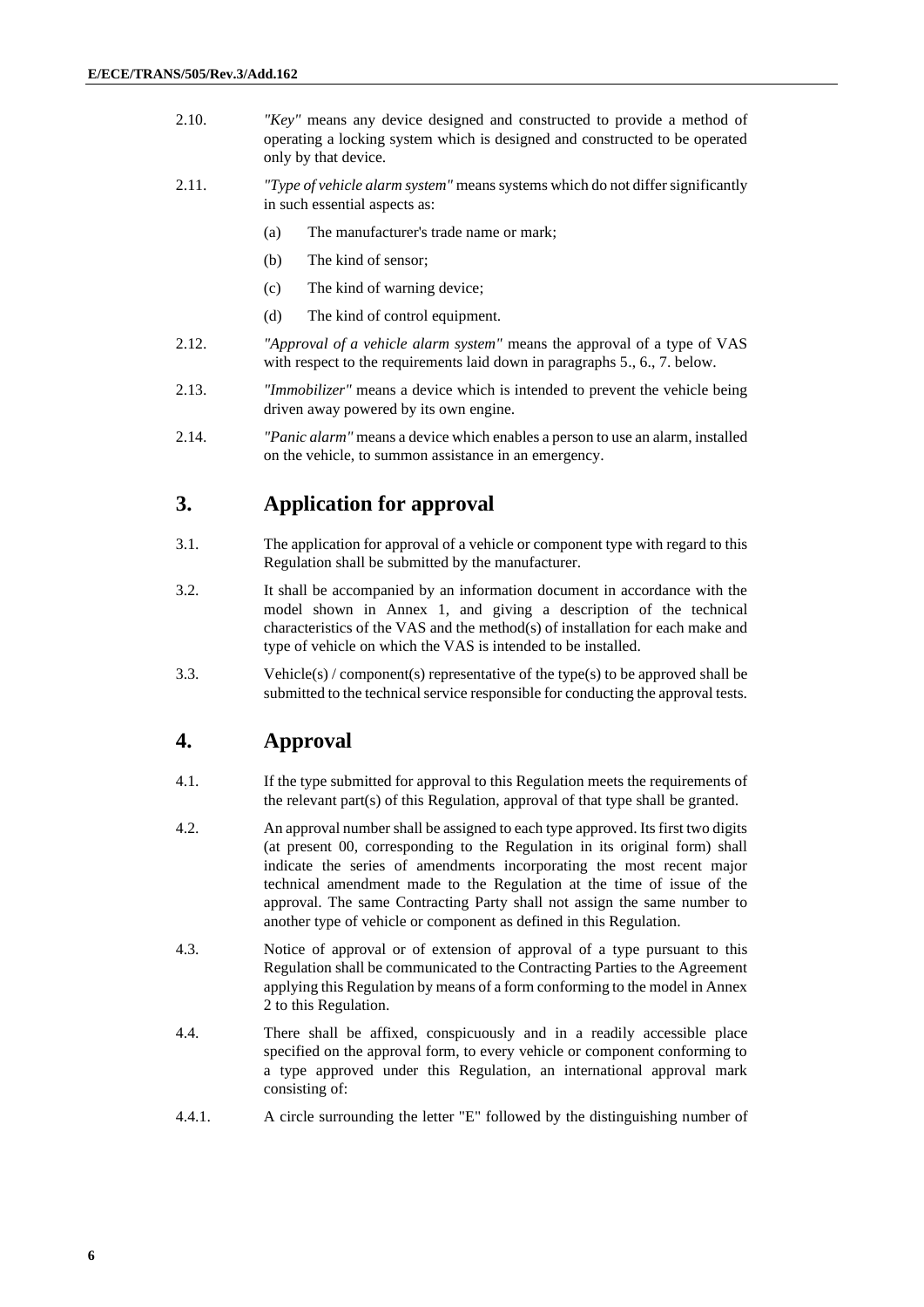2.10. *"Key"* means any device designed and constructed to provide a method of operating a locking system which is designed and constructed to be operated only by that device.

2.11. *"Type of vehicle alarm system"* means systems which do not differ significantly in such essential aspects as:

(a) The manufacturer's trade name or mark;

(b) The kind of sensor;

(c) The kind of warning device;

(d) The kind of control equipment.

2.12. *"Approval of a vehicle alarm system"* means the approval of a type of VAS with respect to the requirements laid down in paragraphs 5., 6., 7. below.

2.13. *"Immobilizer"* means a device which is intended to prevent the vehicle being driven away powered by its own engine.

2.14. *"Panic alarm"* means a device which enables a person to use an alarm, installed on the vehicle, to summon assistance in an emergency.

## 3. Application for approval

3.1. The application for approval of a vehicle or component type with regard to this Regulation shall be submitted by the manufacturer.

3.2. It shall be accompanied by an information document in accordance with the model shown in Annex 1, and giving a description of the technical characteristics of the VAS and the method(s) of installation for each make and type of vehicle on which the VAS is intended to be installed.

3.3. Vehicle(s) / component(s) representative of the type(s) to be approved shall be submitted to the technical service responsible for conducting the approval tests.

## 4. Approval

4.1. If the type submitted for approval to this Regulation meets the requirements of the relevant part(s) of this Regulation, approval of that type shall be granted.

4.2. An approval number shall be assigned to each type approved. Its first two digits (at present 00, corresponding to the Regulation in its original form) shall indicate the series of amendments incorporating the most recent major technical amendment made to the Regulation at the time of issue of the approval. The same Contracting Party shall not assign the same number to another type of vehicle or component as defined in this Regulation.

4.3. Notice of approval or of extension of approval of a type pursuant to this Regulation shall be communicated to the Contracting Parties to the Agreement applying this Regulation by means of a form conforming to the model in Annex 2 to this Regulation.

4.4. There shall be affixed, conspicuously and in a readily accessible place specified on the approval form, to every vehicle or component conforming to a type approved under this Regulation, an international approval mark consisting of:

4.4.1. A circle surrounding the letter "E" followed by the distinguishing number of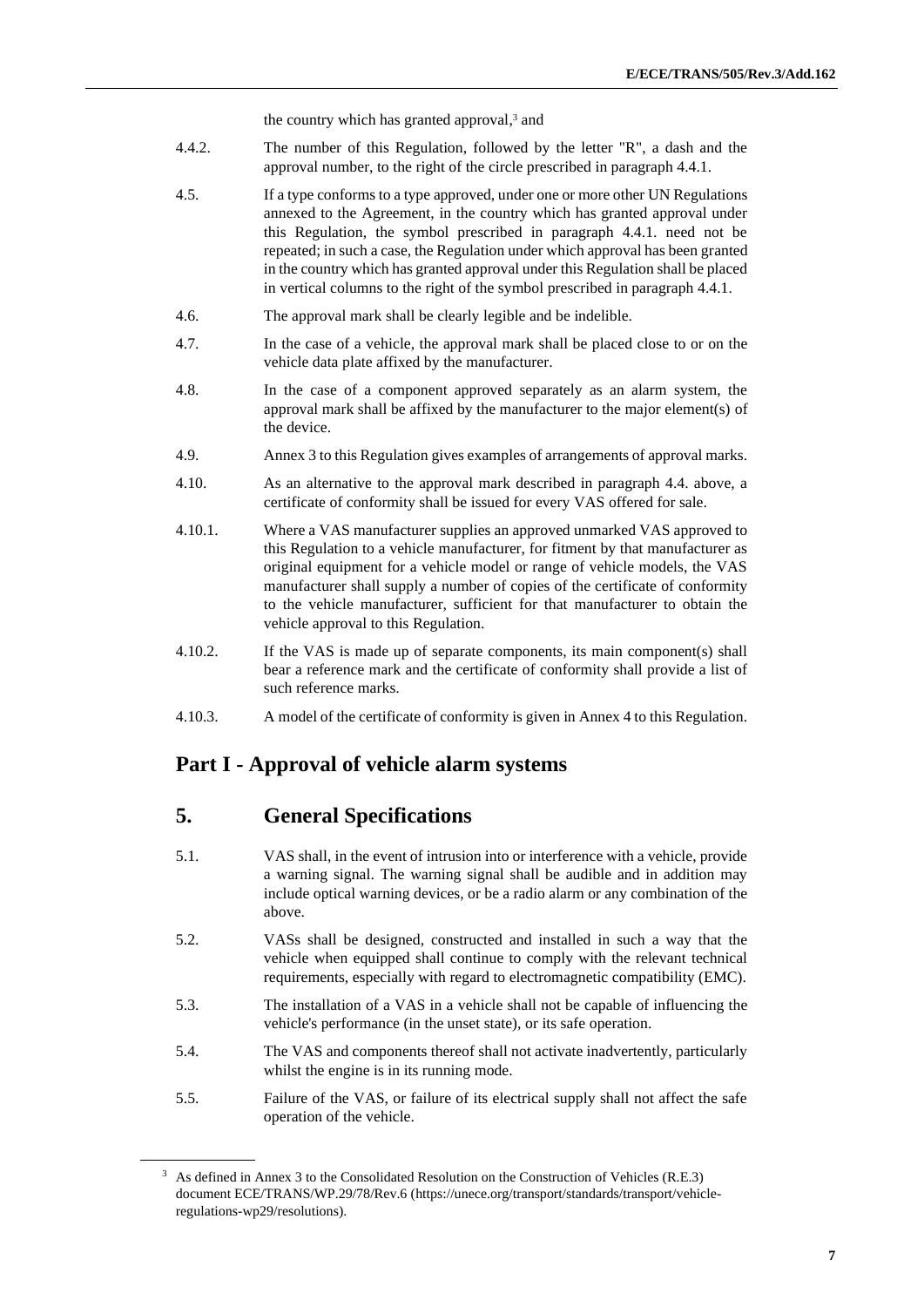the country which has granted approval,[3] and

4.4.2. The number of this Regulation, followed by the letter "R", a dash and the approval number, to the right of the circle prescribed in paragraph 4.4.1.

4.5. If a type conforms to a type approved, under one or more other UN Regulations annexed to the Agreement, in the country which has granted approval under this Regulation, the symbol prescribed in paragraph 4.4.1. need not be repeated; in such a case, the Regulation under which approval has been granted in the country which has granted approval under this Regulation shall be placed in vertical columns to the right of the symbol prescribed in paragraph 4.4.1.

4.6. The approval mark shall be clearly legible and be indelible.

4.7. In the case of a vehicle, the approval mark shall be placed close to or on the vehicle data plate affixed by the manufacturer.

4.8. In the case of a component approved separately as an alarm system, the approval mark shall be affixed by the manufacturer to the major element(s) of the device.

4.9. Annex 3 to this Regulation gives examples of arrangements of approval marks.

4.10. As an alternative to the approval mark described in paragraph 4.4. above, a certificate of conformity shall be issued for every VAS offered for sale.

4.10.1. Where a VAS manufacturer supplies an approved unmarked VAS approved to this Regulation to a vehicle manufacturer, for fitment by that manufacturer as original equipment for a vehicle model or range of vehicle models, the VAS manufacturer shall supply a number of copies of the certificate of conformity to the vehicle manufacturer, sufficient for that manufacturer to obtain the vehicle approval to this Regulation.

4.10.2. If the VAS is made up of separate components, its main component(s) shall bear a reference mark and the certificate of conformity shall provide a list of such reference marks.

4.10.3. A model of the certificate of conformity is given in Annex 4 to this Regulation.

# Part I - Approval of vehicle alarm systems

## 5. General Specifications

5.1. VAS shall, in the event of intrusion into or interference with a vehicle, provide a warning signal. The warning signal shall be audible and in addition may include optical warning devices, or be a radio alarm or any combination of the above.

5.2. VASs shall be designed, constructed and installed in such a way that the vehicle when equipped shall continue to comply with the relevant technical requirements, especially with regard to electromagnetic compatibility (EMC).

5.3. The installation of a VAS in a vehicle shall not be capable of influencing the vehicle's performance (in the unset state), or its safe operation.

5.4. The VAS and components thereof shall not activate inadvertently, particularly whilst the engine is in its running mode.

5.5. Failure of the VAS, or failure of its electrical supply shall not affect the safe operation of the vehicle.

[3] As defined in Annex 3 to the Consolidated Resolution on the Construction of Vehicles (R.E.3) document ECE/TRANS/WP.29/78/Rev.6 (https://unece.org/transport/standards/transport/vehicle-regulations-wp29/resolutions).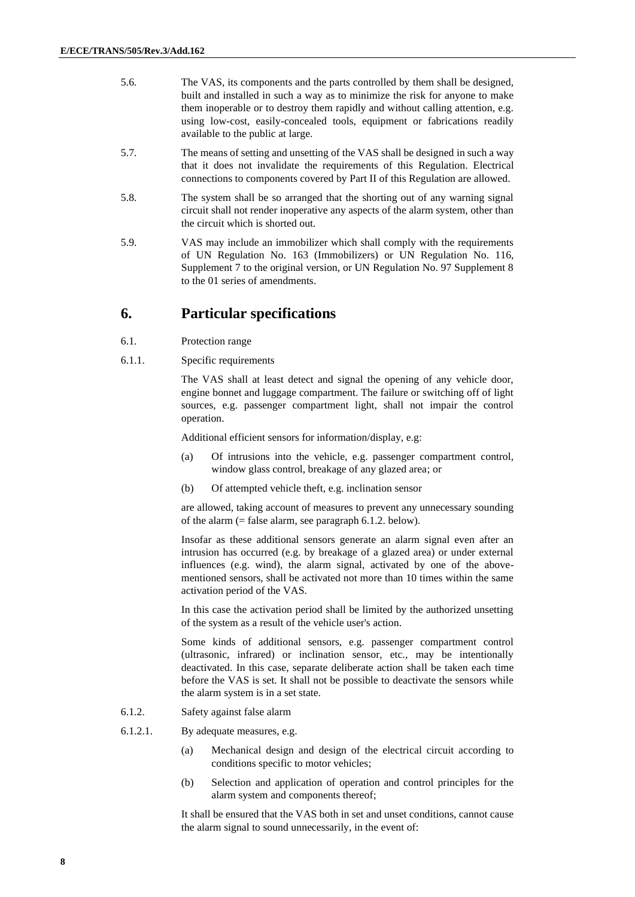5.6. The VAS, its components and the parts controlled by them shall be designed, built and installed in such a way as to minimize the risk for anyone to make them inoperable or to destroy them rapidly and without calling attention, e.g. using low-cost, easily-concealed tools, equipment or fabrications readily available to the public at large.

5.7. The means of setting and unsetting of the VAS shall be designed in such a way that it does not invalidate the requirements of this Regulation. Electrical connections to components covered by Part II of this Regulation are allowed.

5.8. The system shall be so arranged that the shorting out of any warning signal circuit shall not render inoperative any aspects of the alarm system, other than the circuit which is shorted out.

5.9. VAS may include an immobilizer which shall comply with the requirements of UN Regulation No. 163 (Immobilizers) or UN Regulation No. 116, Supplement 7 to the original version, or UN Regulation No. 97 Supplement 8 to the 01 series of amendments.

# 6. Particular specifications

6.1. Protection range

6.1.1. Specific requirements

The VAS shall at least detect and signal the opening of any vehicle door, engine bonnet and luggage compartment. The failure or switching off of light sources, e.g. passenger compartment light, shall not impair the control operation.

Additional efficient sensors for information/display, e.g:

(a) Of intrusions into the vehicle, e.g. passenger compartment control, window glass control, breakage of any glazed area; or

(b) Of attempted vehicle theft, e.g. inclination sensor

are allowed, taking account of measures to prevent any unnecessary sounding of the alarm (= false alarm, see paragraph 6.1.2. below).

Insofar as these additional sensors generate an alarm signal even after an intrusion has occurred (e.g. by breakage of a glazed area) or under external influences (e.g. wind), the alarm signal, activated by one of the above-mentioned sensors, shall be activated not more than 10 times within the same activation period of the VAS.

In this case the activation period shall be limited by the authorized unsetting of the system as a result of the vehicle user's action.

Some kinds of additional sensors, e.g. passenger compartment control (ultrasonic, infrared) or inclination sensor, etc., may be intentionally deactivated. In this case, separate deliberate action shall be taken each time before the VAS is set. It shall not be possible to deactivate the sensors while the alarm system is in a set state.

6.1.2. Safety against false alarm

6.1.2.1. By adequate measures, e.g.

(a) Mechanical design and design of the electrical circuit according to conditions specific to motor vehicles;

(b) Selection and application of operation and control principles for the alarm system and components thereof;

It shall be ensured that the VAS both in set and unset conditions, cannot cause the alarm signal to sound unnecessarily, in the event of: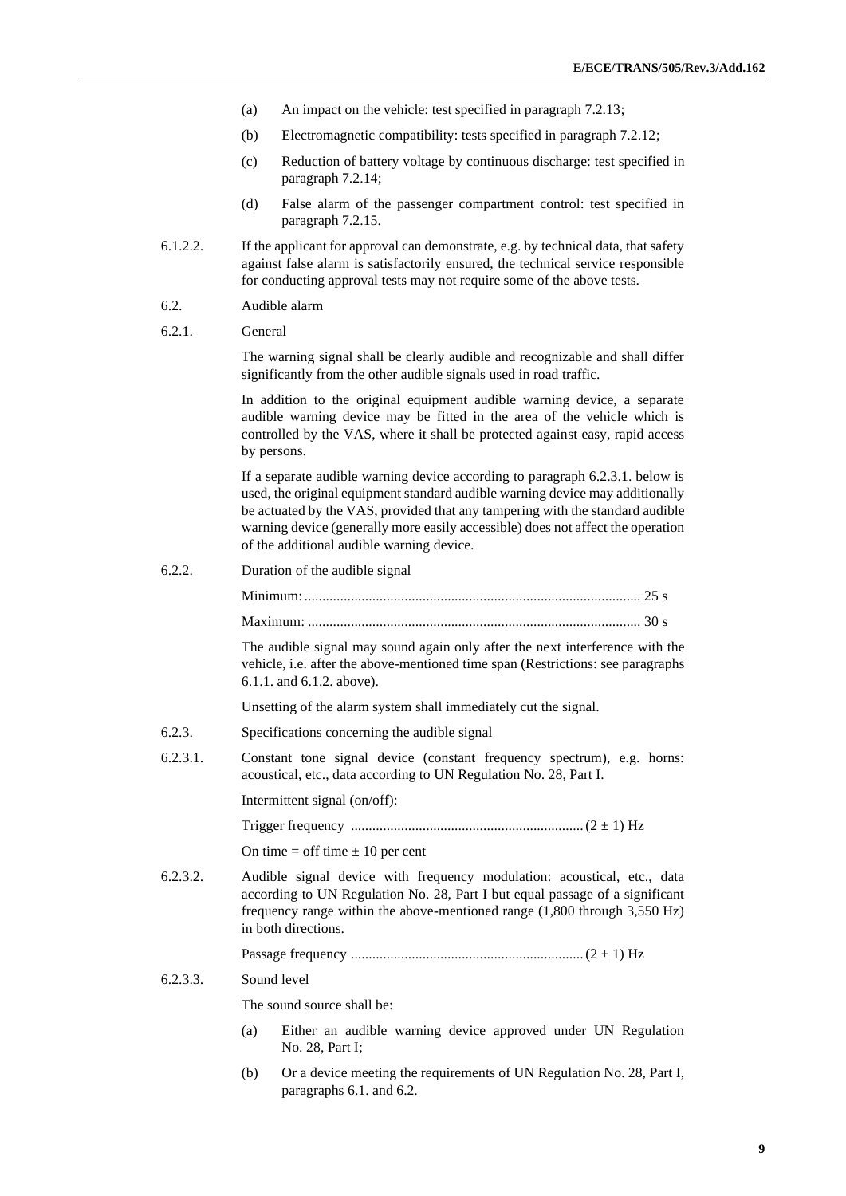(a) An impact on the vehicle: test specified in paragraph 7.2.13;

(b) Electromagnetic compatibility: tests specified in paragraph 7.2.12;

(c) Reduction of battery voltage by continuous discharge: test specified in paragraph 7.2.14;

(d) False alarm of the passenger compartment control: test specified in paragraph 7.2.15.

6.1.2.2. If the applicant for approval can demonstrate, e.g. by technical data, that safety against false alarm is satisfactorily ensured, the technical service responsible for conducting approval tests may not require some of the above tests.

6.2. Audible alarm

6.2.1. General

The warning signal shall be clearly audible and recognizable and shall differ significantly from the other audible signals used in road traffic.

In addition to the original equipment audible warning device, a separate audible warning device may be fitted in the area of the vehicle which is controlled by the VAS, where it shall be protected against easy, rapid access by persons.

If a separate audible warning device according to paragraph 6.2.3.1. below is used, the original equipment standard audible warning device may additionally be actuated by the VAS, provided that any tampering with the standard audible warning device (generally more easily accessible) does not affect the operation of the additional audible warning device.

6.2.2. Duration of the audible signal

Minimum: ............................................................................................ 25 s

Maximum: ........................................................................................... 30 s

The audible signal may sound again only after the next interference with the vehicle, i.e. after the above-mentioned time span (Restrictions: see paragraphs 6.1.1. and 6.1.2. above).

Unsetting of the alarm system shall immediately cut the signal.

6.2.3. Specifications concerning the audible signal

6.2.3.1. Constant tone signal device (constant frequency spectrum), e.g. horns: acoustical, etc., data according to UN Regulation No. 28, Part I.

Intermittent signal (on/off):

Trigger frequency ................................................................ (2 ± 1) Hz

On time = off time ± 10 per cent

6.2.3.2. Audible signal device with frequency modulation: acoustical, etc., data according to UN Regulation No. 28, Part I but equal passage of a significant frequency range within the above-mentioned range (1,800 through 3,550 Hz) in both directions.

Passage frequency ................................................................ (2 ± 1) Hz

6.2.3.3. Sound level

The sound source shall be:

(a) Either an audible warning device approved under UN Regulation No. 28, Part I;

(b) Or a device meeting the requirements of UN Regulation No. 28, Part I, paragraphs 6.1. and 6.2.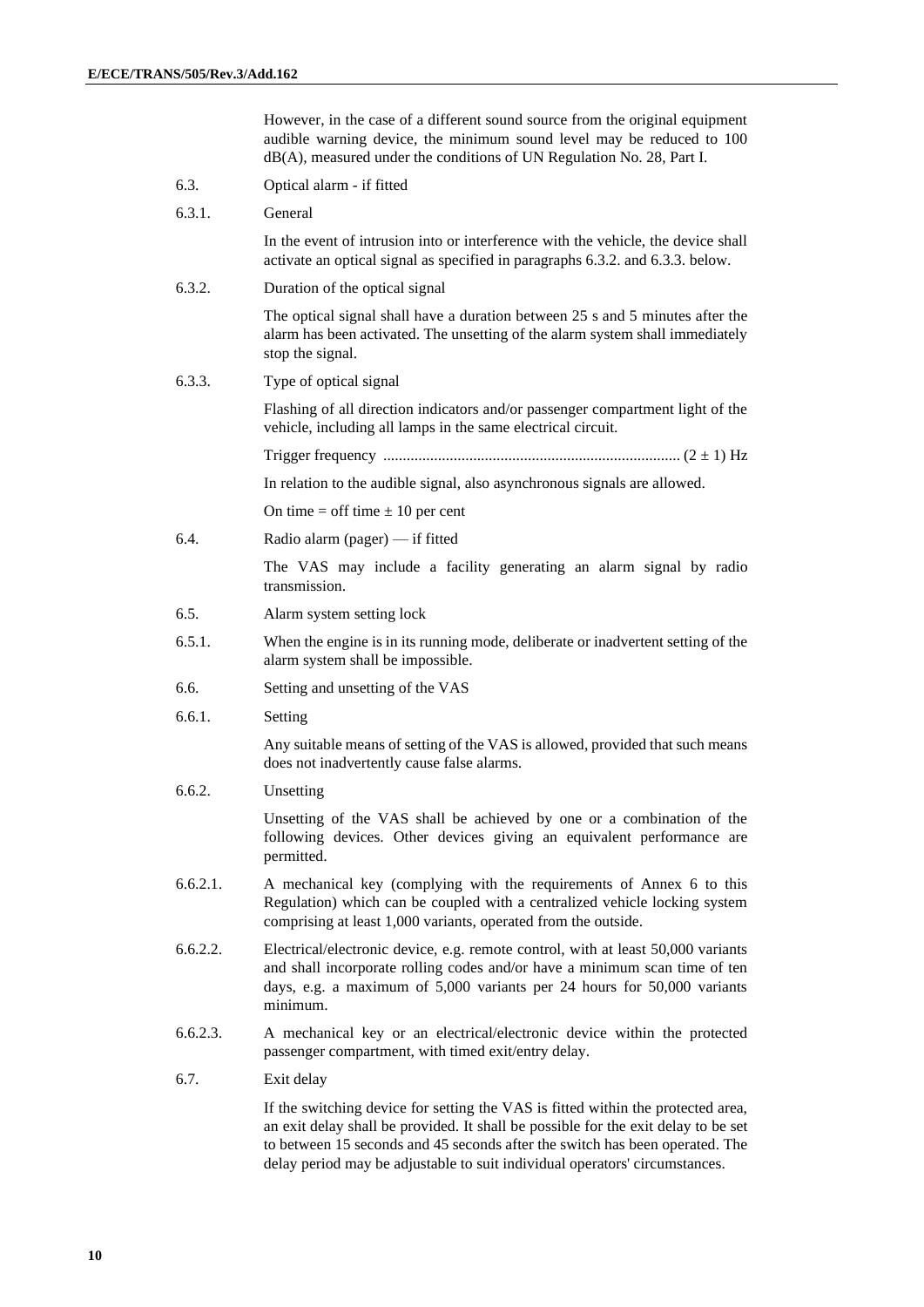However, in the case of a different sound source from the original equipment audible warning device, the minimum sound level may be reduced to 100 dB(A), measured under the conditions of UN Regulation No. 28, Part I.

6.3. Optical alarm - if fitted

6.3.1. General

In the event of intrusion into or interference with the vehicle, the device shall activate an optical signal as specified in paragraphs 6.3.2. and 6.3.3. below.

6.3.2. Duration of the optical signal

The optical signal shall have a duration between 25 s and 5 minutes after the alarm has been activated. The unsetting of the alarm system shall immediately stop the signal.

6.3.3. Type of optical signal

Flashing of all direction indicators and/or passenger compartment light of the vehicle, including all lamps in the same electrical circuit.

Trigger frequency ........................................................................... $(2 \pm 1)$ Hz

In relation to the audible signal, also asynchronous signals are allowed.

On time = off time $\pm$ 10 per cent

6.4. Radio alarm (pager) — if fitted

The VAS may include a facility generating an alarm signal by radio transmission.

6.5. Alarm system setting lock

6.5.1. When the engine is in its running mode, deliberate or inadvertent setting of the alarm system shall be impossible.

6.6. Setting and unsetting of the VAS

6.6.1. Setting

Any suitable means of setting of the VAS is allowed, provided that such means does not inadvertently cause false alarms.

6.6.2. Unsetting

Unsetting of the VAS shall be achieved by one or a combination of the following devices. Other devices giving an equivalent performance are permitted.

6.6.2.1. A mechanical key (complying with the requirements of Annex 6 to this Regulation) which can be coupled with a centralized vehicle locking system comprising at least 1,000 variants, operated from the outside.

6.6.2.2. Electrical/electronic device, e.g. remote control, with at least 50,000 variants and shall incorporate rolling codes and/or have a minimum scan time of ten days, e.g. a maximum of 5,000 variants per 24 hours for 50,000 variants minimum.

6.6.2.3. A mechanical key or an electrical/electronic device within the protected passenger compartment, with timed exit/entry delay.

6.7. Exit delay

If the switching device for setting the VAS is fitted within the protected area, an exit delay shall be provided. It shall be possible for the exit delay to be set to between 15 seconds and 45 seconds after the switch has been operated. The delay period may be adjustable to suit individual operators' circumstances.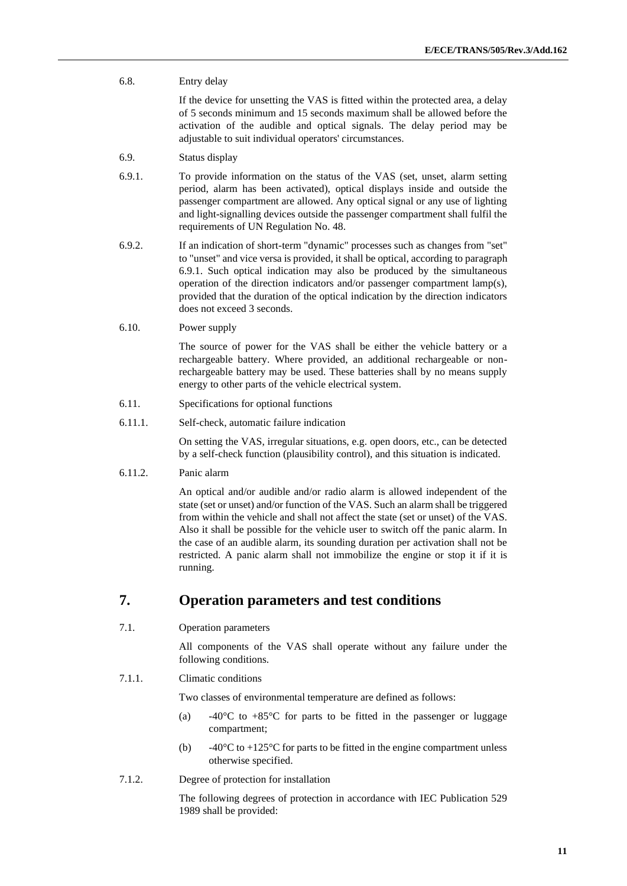6.8. Entry delay

If the device for unsetting the VAS is fitted within the protected area, a delay of 5 seconds minimum and 15 seconds maximum shall be allowed before the activation of the audible and optical signals. The delay period may be adjustable to suit individual operators' circumstances.

6.9. Status display

6.9.1. To provide information on the status of the VAS (set, unset, alarm setting period, alarm has been activated), optical displays inside and outside the passenger compartment are allowed. Any optical signal or any use of lighting and light-signalling devices outside the passenger compartment shall fulfil the requirements of UN Regulation No. 48.

6.9.2. If an indication of short-term "dynamic" processes such as changes from "set" to "unset" and vice versa is provided, it shall be optical, according to paragraph 6.9.1. Such optical indication may also be produced by the simultaneous operation of the direction indicators and/or passenger compartment lamp(s), provided that the duration of the optical indication by the direction indicators does not exceed 3 seconds.

6.10. Power supply

The source of power for the VAS shall be either the vehicle battery or a rechargeable battery. Where provided, an additional rechargeable or non-rechargeable battery may be used. These batteries shall by no means supply energy to other parts of the vehicle electrical system.

6.11. Specifications for optional functions

6.11.1. Self-check, automatic failure indication

On setting the VAS, irregular situations, e.g. open doors, etc., can be detected by a self-check function (plausibility control), and this situation is indicated.

6.11.2. Panic alarm

An optical and/or audible and/or radio alarm is allowed independent of the state (set or unset) and/or function of the VAS. Such an alarm shall be triggered from within the vehicle and shall not affect the state (set or unset) of the VAS. Also it shall be possible for the vehicle user to switch off the panic alarm. In the case of an audible alarm, its sounding duration per activation shall not be restricted. A panic alarm shall not immobilize the engine or stop it if it is running.

# 7. Operation parameters and test conditions

7.1. Operation parameters

All components of the VAS shall operate without any failure under the following conditions.

7.1.1. Climatic conditions

Two classes of environmental temperature are defined as follows:

(a) -40°C to +85°C for parts to be fitted in the passenger or luggage compartment;

(b) -40°C to +125°C for parts to be fitted in the engine compartment unless otherwise specified.

7.1.2. Degree of protection for installation

The following degrees of protection in accordance with IEC Publication 529 1989 shall be provided: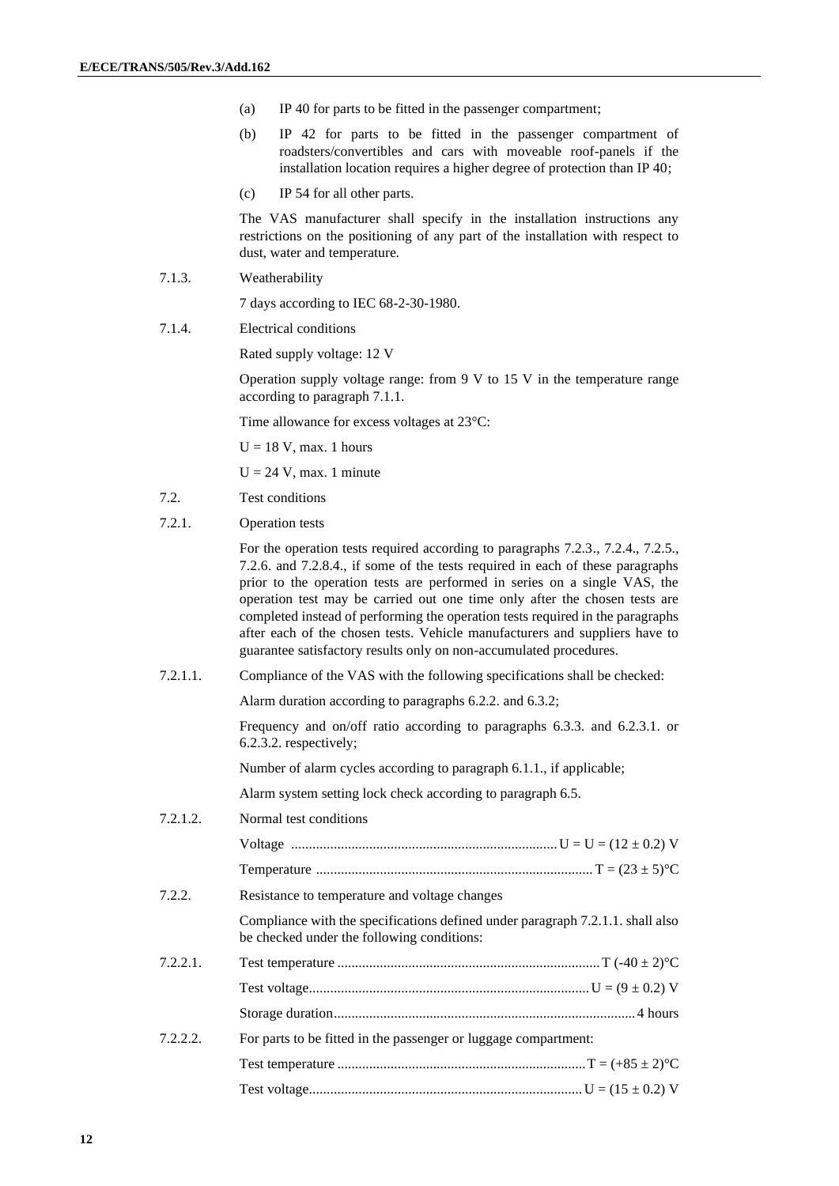(a) IP 40 for parts to be fitted in the passenger compartment;

(b) IP 42 for parts to be fitted in the passenger compartment of roadsters/convertibles and cars with moveable roof-panels if the installation location requires a higher degree of protection than IP 40;

(c) IP 54 for all other parts.

The VAS manufacturer shall specify in the installation instructions any restrictions on the positioning of any part of the installation with respect to dust, water and temperature.

7.1.3. Weatherability

7 days according to IEC 68-2-30-1980.

7.1.4. Electrical conditions

Rated supply voltage: 12 V

Operation supply voltage range: from 9 V to 15 V in the temperature range according to paragraph 7.1.1.

Time allowance for excess voltages at 23°C:

U = 18 V, max. 1 hours

U = 24 V, max. 1 minute

7.2. Test conditions

7.2.1. Operation tests

For the operation tests required according to paragraphs 7.2.3., 7.2.4., 7.2.5., 7.2.6. and 7.2.8.4., if some of the tests required in each of these paragraphs prior to the operation tests are performed in series on a single VAS, the operation test may be carried out one time only after the chosen tests are completed instead of performing the operation tests required in the paragraphs after each of the chosen tests. Vehicle manufacturers and suppliers have to guarantee satisfactory results only on non-accumulated procedures.

7.2.1.1. Compliance of the VAS with the following specifications shall be checked:

Alarm duration according to paragraphs 6.2.2. and 6.3.2;

Frequency and on/off ratio according to paragraphs 6.3.3. and 6.2.3.1. or 6.2.3.2. respectively;

Number of alarm cycles according to paragraph 6.1.1., if applicable;

Alarm system setting lock check according to paragraph 6.5.

7.2.1.2. Normal test conditions

Voltage .......... U = U = (12 ± 0.2) V

Temperature .......... T = (23 ± 5)°C

7.2.2. Resistance to temperature and voltage changes

Compliance with the specifications defined under paragraph 7.2.1.1. shall also be checked under the following conditions:

7.2.2.1. Test temperature .......... T (-40 ± 2)°C

Test voltage.......... U = (9 ± 0.2) V

Storage duration.......... 4 hours

7.2.2.2. For parts to be fitted in the passenger or luggage compartment:

Test temperature .......... T = (+85 ± 2)°C

Test voltage.......... U = (15 ± 0.2) V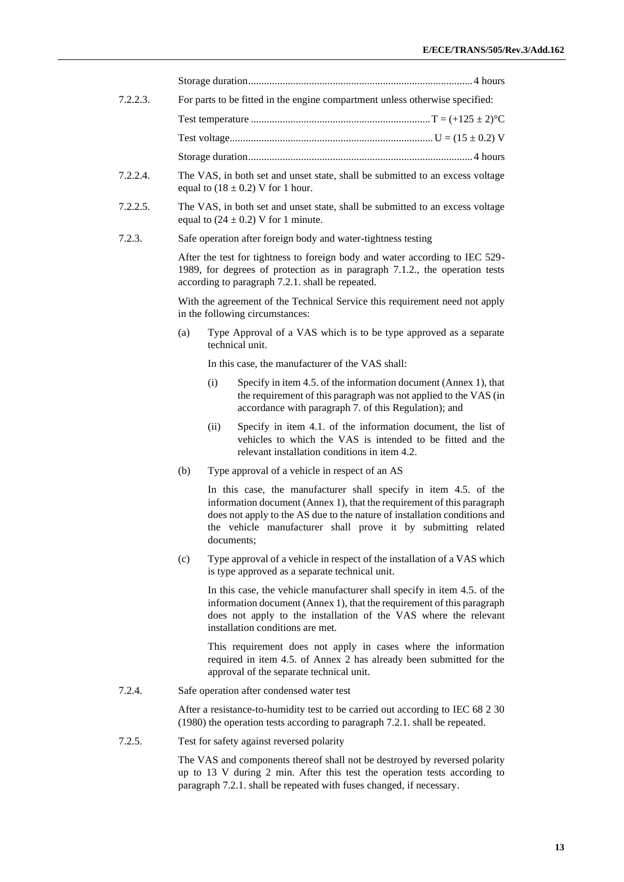Storage duration.................................................................................... 4 hours

7.2.2.3. For parts to be fitted in the engine compartment unless otherwise specified:

Test temperature .................................................................... T = (+125 ± 2)°C

Test voltage............................................................................ U = (15 ± 0.2) V

Storage duration.................................................................................... 4 hours

7.2.2.4. The VAS, in both set and unset state, shall be submitted to an excess voltage equal to (18 ± 0.2) V for 1 hour.

7.2.2.5. The VAS, in both set and unset state, shall be submitted to an excess voltage equal to (24 ± 0.2) V for 1 minute.

7.2.3. Safe operation after foreign body and water-tightness testing

After the test for tightness to foreign body and water according to IEC 529-1989, for degrees of protection as in paragraph 7.1.2., the operation tests according to paragraph 7.2.1. shall be repeated.

With the agreement of the Technical Service this requirement need not apply in the following circumstances:

(a) Type Approval of a VAS which is to be type approved as a separate technical unit.

In this case, the manufacturer of the VAS shall:

(i) Specify in item 4.5. of the information document (Annex 1), that the requirement of this paragraph was not applied to the VAS (in accordance with paragraph 7. of this Regulation); and

(ii) Specify in item 4.1. of the information document, the list of vehicles to which the VAS is intended to be fitted and the relevant installation conditions in item 4.2.

(b) Type approval of a vehicle in respect of an AS

In this case, the manufacturer shall specify in item 4.5. of the information document (Annex 1), that the requirement of this paragraph does not apply to the AS due to the nature of installation conditions and the vehicle manufacturer shall prove it by submitting related documents;

(c) Type approval of a vehicle in respect of the installation of a VAS which is type approved as a separate technical unit.

In this case, the vehicle manufacturer shall specify in item 4.5. of the information document (Annex 1), that the requirement of this paragraph does not apply to the installation of the VAS where the relevant installation conditions are met.

This requirement does not apply in cases where the information required in item 4.5. of Annex 2 has already been submitted for the approval of the separate technical unit.

7.2.4. Safe operation after condensed water test

After a resistance-to-humidity test to be carried out according to IEC 68 2 30 (1980) the operation tests according to paragraph 7.2.1. shall be repeated.

7.2.5. Test for safety against reversed polarity

The VAS and components thereof shall not be destroyed by reversed polarity up to 13 V during 2 min. After this test the operation tests according to paragraph 7.2.1. shall be repeated with fuses changed, if necessary.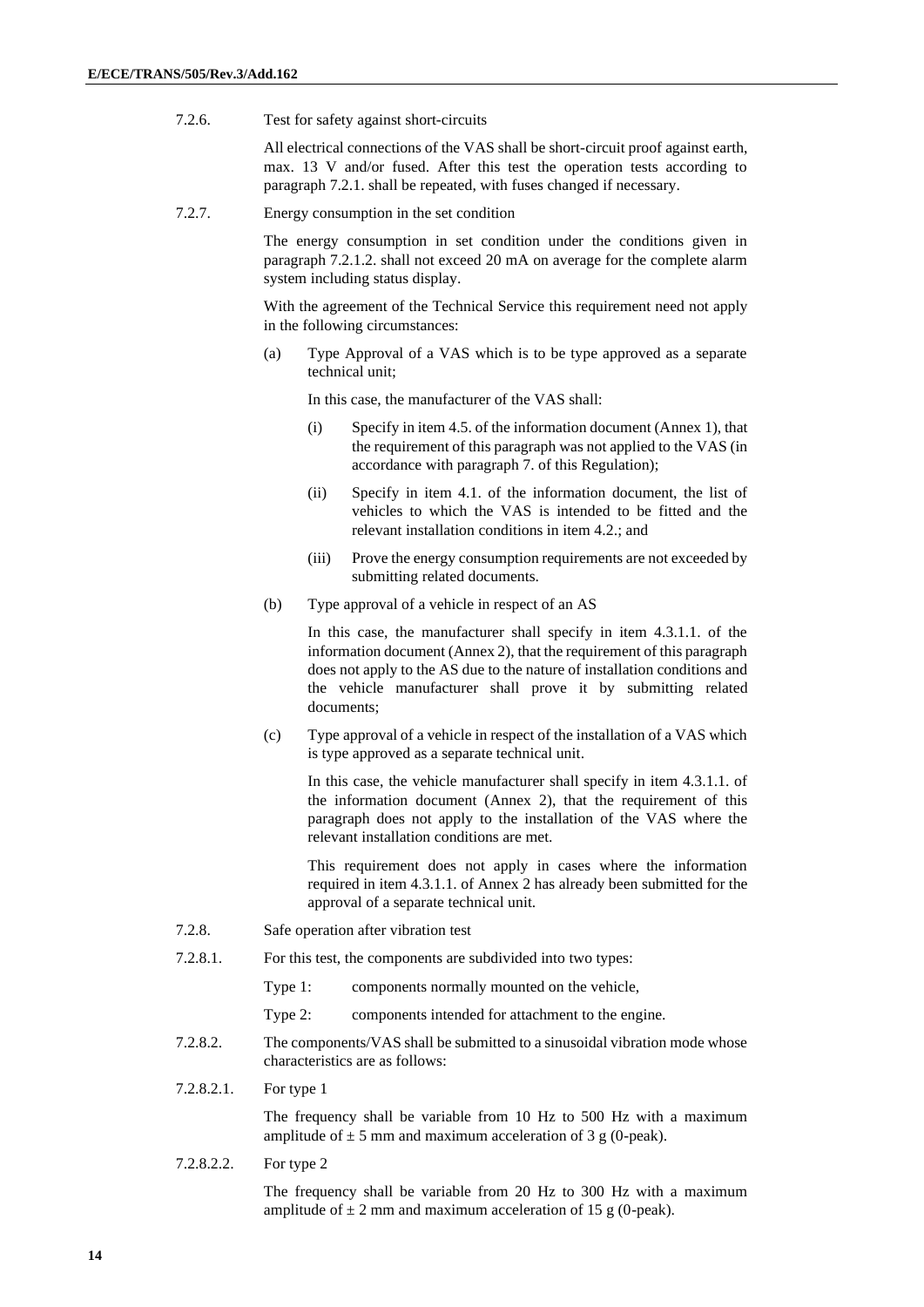7.2.6. Test for safety against short-circuits

All electrical connections of the VAS shall be short-circuit proof against earth, max. 13 V and/or fused. After this test the operation tests according to paragraph 7.2.1. shall be repeated, with fuses changed if necessary.

7.2.7. Energy consumption in the set condition

The energy consumption in set condition under the conditions given in paragraph 7.2.1.2. shall not exceed 20 mA on average for the complete alarm system including status display.

With the agreement of the Technical Service this requirement need not apply in the following circumstances:

(a) Type Approval of a VAS which is to be type approved as a separate technical unit;

In this case, the manufacturer of the VAS shall:

(i) Specify in item 4.5. of the information document (Annex 1), that the requirement of this paragraph was not applied to the VAS (in accordance with paragraph 7. of this Regulation);

(ii) Specify in item 4.1. of the information document, the list of vehicles to which the VAS is intended to be fitted and the relevant installation conditions in item 4.2.; and

(iii) Prove the energy consumption requirements are not exceeded by submitting related documents.

(b) Type approval of a vehicle in respect of an AS

In this case, the manufacturer shall specify in item 4.3.1.1. of the information document (Annex 2), that the requirement of this paragraph does not apply to the AS due to the nature of installation conditions and the vehicle manufacturer shall prove it by submitting related documents;

(c) Type approval of a vehicle in respect of the installation of a VAS which is type approved as a separate technical unit.

In this case, the vehicle manufacturer shall specify in item 4.3.1.1. of the information document (Annex 2), that the requirement of this paragraph does not apply to the installation of the VAS where the relevant installation conditions are met.

This requirement does not apply in cases where the information required in item 4.3.1.1. of Annex 2 has already been submitted for the approval of a separate technical unit.

7.2.8. Safe operation after vibration test

7.2.8.1. For this test, the components are subdivided into two types:

Type 1: components normally mounted on the vehicle,

Type 2: components intended for attachment to the engine.

7.2.8.2. The components/VAS shall be submitted to a sinusoidal vibration mode whose characteristics are as follows:

7.2.8.2.1. For type 1

The frequency shall be variable from 10 Hz to 500 Hz with a maximum amplitude of ± 5 mm and maximum acceleration of 3 g (0-peak).

7.2.8.2.2. For type 2

The frequency shall be variable from 20 Hz to 300 Hz with a maximum amplitude of ± 2 mm and maximum acceleration of 15 g (0-peak).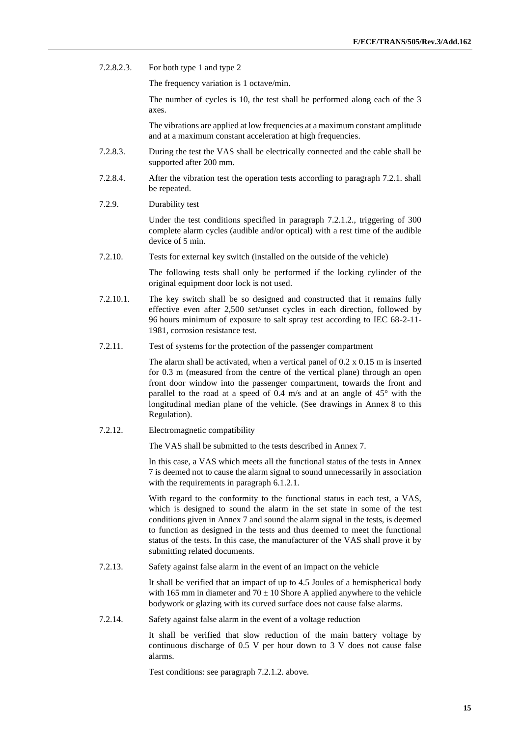7.2.8.2.3. For both type 1 and type 2

The frequency variation is 1 octave/min.

The number of cycles is 10, the test shall be performed along each of the 3 axes.

The vibrations are applied at low frequencies at a maximum constant amplitude and at a maximum constant acceleration at high frequencies.

7.2.8.3. During the test the VAS shall be electrically connected and the cable shall be supported after 200 mm.

7.2.8.4. After the vibration test the operation tests according to paragraph 7.2.1. shall be repeated.

7.2.9. Durability test

Under the test conditions specified in paragraph 7.2.1.2., triggering of 300 complete alarm cycles (audible and/or optical) with a rest time of the audible device of 5 min.

7.2.10. Tests for external key switch (installed on the outside of the vehicle)

The following tests shall only be performed if the locking cylinder of the original equipment door lock is not used.

7.2.10.1. The key switch shall be so designed and constructed that it remains fully effective even after 2,500 set/unset cycles in each direction, followed by 96 hours minimum of exposure to salt spray test according to IEC 68-2-11-1981, corrosion resistance test.

7.2.11. Test of systems for the protection of the passenger compartment

The alarm shall be activated, when a vertical panel of 0.2 x 0.15 m is inserted for 0.3 m (measured from the centre of the vertical plane) through an open front door window into the passenger compartment, towards the front and parallel to the road at a speed of 0.4 m/s and at an angle of 45° with the longitudinal median plane of the vehicle. (See drawings in Annex 8 to this Regulation).

7.2.12. Electromagnetic compatibility

The VAS shall be submitted to the tests described in Annex 7.

In this case, a VAS which meets all the functional status of the tests in Annex 7 is deemed not to cause the alarm signal to sound unnecessarily in association with the requirements in paragraph 6.1.2.1.

With regard to the conformity to the functional status in each test, a VAS, which is designed to sound the alarm in the set state in some of the test conditions given in Annex 7 and sound the alarm signal in the tests, is deemed to function as designed in the tests and thus deemed to meet the functional status of the tests. In this case, the manufacturer of the VAS shall prove it by submitting related documents.

7.2.13. Safety against false alarm in the event of an impact on the vehicle

It shall be verified that an impact of up to 4.5 Joules of a hemispherical body with 165 mm in diameter and $70 \pm 10$ Shore A applied anywhere to the vehicle bodywork or glazing with its curved surface does not cause false alarms.

7.2.14. Safety against false alarm in the event of a voltage reduction

It shall be verified that slow reduction of the main battery voltage by continuous discharge of 0.5 V per hour down to 3 V does not cause false alarms.

Test conditions: see paragraph 7.2.1.2. above.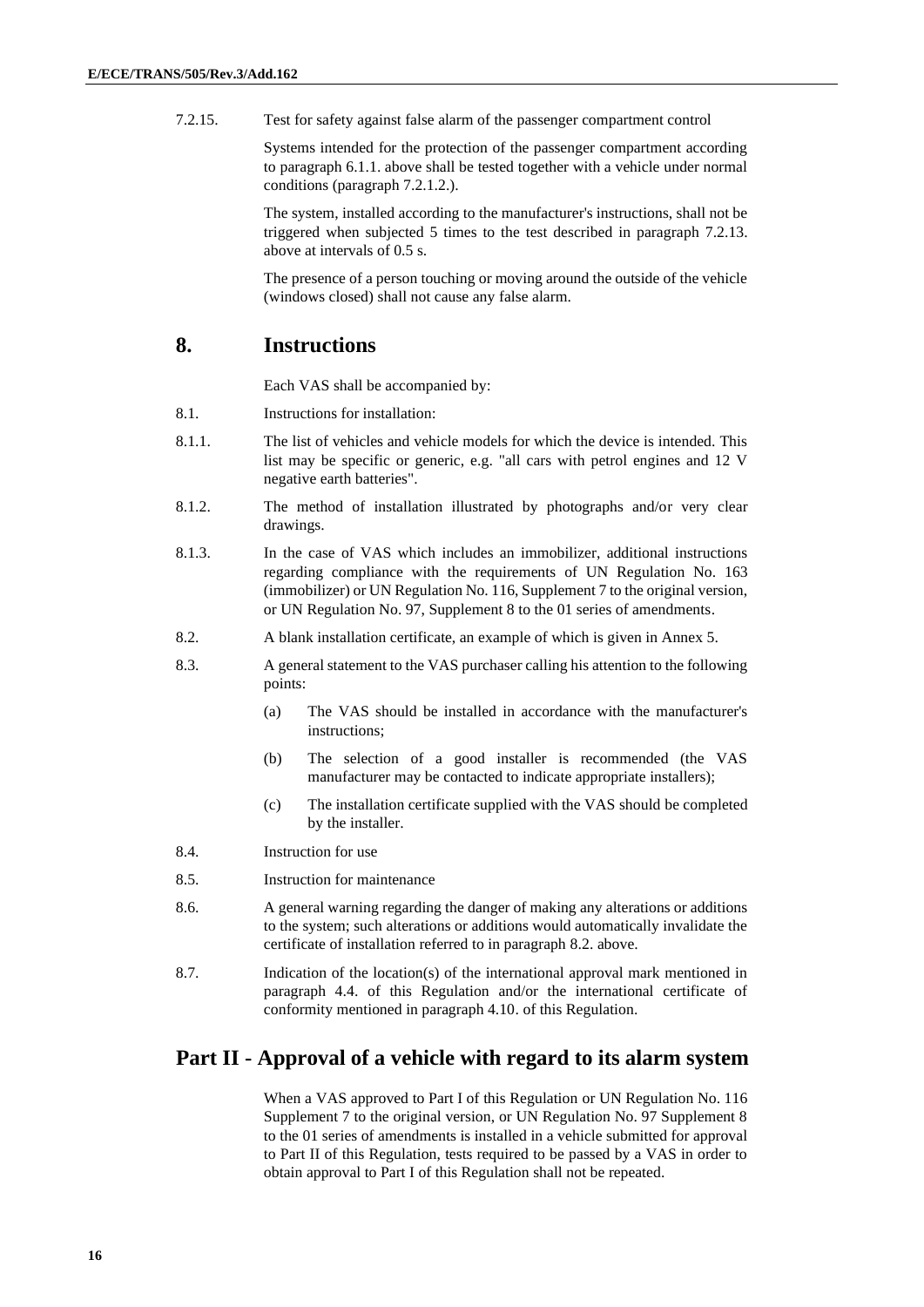7.2.15. Test for safety against false alarm of the passenger compartment control

Systems intended for the protection of the passenger compartment according to paragraph 6.1.1. above shall be tested together with a vehicle under normal conditions (paragraph 7.2.1.2.).

The system, installed according to the manufacturer's instructions, shall not be triggered when subjected 5 times to the test described in paragraph 7.2.13. above at intervals of 0.5 s.

The presence of a person touching or moving around the outside of the vehicle (windows closed) shall not cause any false alarm.

## 8. Instructions

Each VAS shall be accompanied by:

8.1. Instructions for installation:

8.1.1. The list of vehicles and vehicle models for which the device is intended. This list may be specific or generic, e.g. "all cars with petrol engines and 12 V negative earth batteries".

8.1.2. The method of installation illustrated by photographs and/or very clear drawings.

8.1.3. In the case of VAS which includes an immobilizer, additional instructions regarding compliance with the requirements of UN Regulation No. 163 (immobilizer) or UN Regulation No. 116, Supplement 7 to the original version, or UN Regulation No. 97, Supplement 8 to the 01 series of amendments.

8.2. A blank installation certificate, an example of which is given in Annex 5.

8.3. A general statement to the VAS purchaser calling his attention to the following points:

(a) The VAS should be installed in accordance with the manufacturer's instructions;

(b) The selection of a good installer is recommended (the VAS manufacturer may be contacted to indicate appropriate installers);

(c) The installation certificate supplied with the VAS should be completed by the installer.

8.4. Instruction for use

8.5. Instruction for maintenance

8.6. A general warning regarding the danger of making any alterations or additions to the system; such alterations or additions would automatically invalidate the certificate of installation referred to in paragraph 8.2. above.

8.7. Indication of the location(s) of the international approval mark mentioned in paragraph 4.4. of this Regulation and/or the international certificate of conformity mentioned in paragraph 4.10. of this Regulation.

# Part II - Approval of a vehicle with regard to its alarm system

When a VAS approved to Part I of this Regulation or UN Regulation No. 116 Supplement 7 to the original version, or UN Regulation No. 97 Supplement 8 to the 01 series of amendments is installed in a vehicle submitted for approval to Part II of this Regulation, tests required to be passed by a VAS in order to obtain approval to Part I of this Regulation shall not be repeated.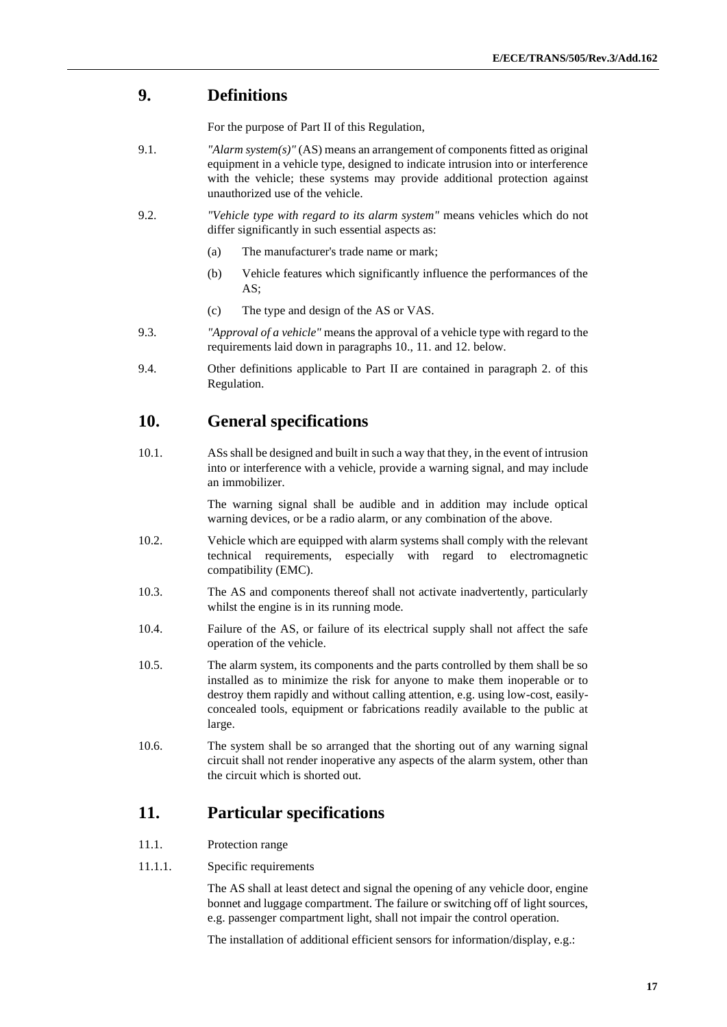## 9. Definitions

For the purpose of Part II of this Regulation,

9.1. *"Alarm system(s)"* (AS) means an arrangement of components fitted as original equipment in a vehicle type, designed to indicate intrusion into or interference with the vehicle; these systems may provide additional protection against unauthorized use of the vehicle.

9.2. *"Vehicle type with regard to its alarm system"* means vehicles which do not differ significantly in such essential aspects as:

(a) The manufacturer's trade name or mark;

(b) Vehicle features which significantly influence the performances of the AS;

(c) The type and design of the AS or VAS.

9.3. *"Approval of a vehicle"* means the approval of a vehicle type with regard to the requirements laid down in paragraphs 10., 11. and 12. below.

9.4. Other definitions applicable to Part II are contained in paragraph 2. of this Regulation.

## 10. General specifications

10.1. ASs shall be designed and built in such a way that they, in the event of intrusion into or interference with a vehicle, provide a warning signal, and may include an immobilizer.

The warning signal shall be audible and in addition may include optical warning devices, or be a radio alarm, or any combination of the above.

10.2. Vehicle which are equipped with alarm systems shall comply with the relevant technical requirements, especially with regard to electromagnetic compatibility (EMC).

10.3. The AS and components thereof shall not activate inadvertently, particularly whilst the engine is in its running mode.

10.4. Failure of the AS, or failure of its electrical supply shall not affect the safe operation of the vehicle.

10.5. The alarm system, its components and the parts controlled by them shall be so installed as to minimize the risk for anyone to make them inoperable or to destroy them rapidly and without calling attention, e.g. using low-cost, easily-concealed tools, equipment or fabrications readily available to the public at large.

10.6. The system shall be so arranged that the shorting out of any warning signal circuit shall not render inoperative any aspects of the alarm system, other than the circuit which is shorted out.

## 11. Particular specifications

11.1. Protection range

11.1.1. Specific requirements

The AS shall at least detect and signal the opening of any vehicle door, engine bonnet and luggage compartment. The failure or switching off of light sources, e.g. passenger compartment light, shall not impair the control operation.

The installation of additional efficient sensors for information/display, e.g.: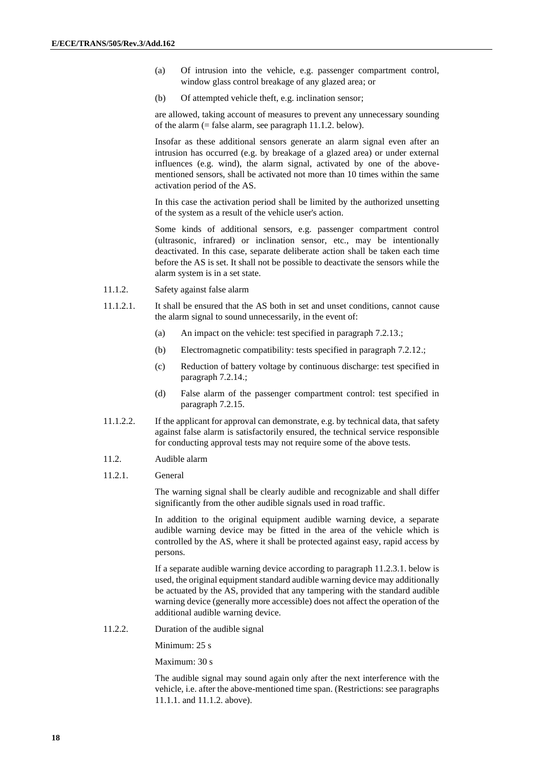(a) Of intrusion into the vehicle, e.g. passenger compartment control, window glass control breakage of any glazed area; or

(b) Of attempted vehicle theft, e.g. inclination sensor;

are allowed, taking account of measures to prevent any unnecessary sounding of the alarm (= false alarm, see paragraph 11.1.2. below).

Insofar as these additional sensors generate an alarm signal even after an intrusion has occurred (e.g. by breakage of a glazed area) or under external influences (e.g. wind), the alarm signal, activated by one of the above-mentioned sensors, shall be activated not more than 10 times within the same activation period of the AS.

In this case the activation period shall be limited by the authorized unsetting of the system as a result of the vehicle user's action.

Some kinds of additional sensors, e.g. passenger compartment control (ultrasonic, infrared) or inclination sensor, etc., may be intentionally deactivated. In this case, separate deliberate action shall be taken each time before the AS is set. It shall not be possible to deactivate the sensors while the alarm system is in a set state.

11.1.2. Safety against false alarm

11.1.2.1. It shall be ensured that the AS both in set and unset conditions, cannot cause the alarm signal to sound unnecessarily, in the event of:

(a) An impact on the vehicle: test specified in paragraph 7.2.13.;

(b) Electromagnetic compatibility: tests specified in paragraph 7.2.12.;

(c) Reduction of battery voltage by continuous discharge: test specified in paragraph 7.2.14.;

(d) False alarm of the passenger compartment control: test specified in paragraph 7.2.15.

11.1.2.2. If the applicant for approval can demonstrate, e.g. by technical data, that safety against false alarm is satisfactorily ensured, the technical service responsible for conducting approval tests may not require some of the above tests.

11.2. Audible alarm

11.2.1. General

The warning signal shall be clearly audible and recognizable and shall differ significantly from the other audible signals used in road traffic.

In addition to the original equipment audible warning device, a separate audible warning device may be fitted in the area of the vehicle which is controlled by the AS, where it shall be protected against easy, rapid access by persons.

If a separate audible warning device according to paragraph 11.2.3.1. below is used, the original equipment standard audible warning device may additionally be actuated by the AS, provided that any tampering with the standard audible warning device (generally more accessible) does not affect the operation of the additional audible warning device.

11.2.2. Duration of the audible signal

Minimum: 25 s

Maximum: 30 s

The audible signal may sound again only after the next interference with the vehicle, i.e. after the above-mentioned time span. (Restrictions: see paragraphs 11.1.1. and 11.1.2. above).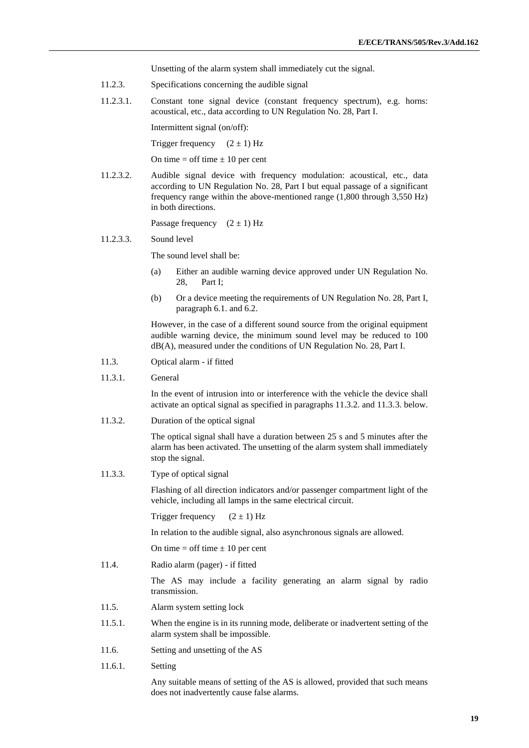Unsetting of the alarm system shall immediately cut the signal.

11.2.3. Specifications concerning the audible signal

11.2.3.1. Constant tone signal device (constant frequency spectrum), e.g. horns: acoustical, etc., data according to UN Regulation No. 28, Part I.

Intermittent signal (on/off):

Trigger frequency $(2 \pm 1)$ Hz

On time = off time ± 10 per cent

11.2.3.2. Audible signal device with frequency modulation: acoustical, etc., data according to UN Regulation No. 28, Part I but equal passage of a significant frequency range within the above-mentioned range (1,800 through 3,550 Hz) in both directions.

Passage frequency $(2 \pm 1)$ Hz

11.2.3.3. Sound level

The sound level shall be:

(a) Either an audible warning device approved under UN Regulation No. 28, Part I;

(b) Or a device meeting the requirements of UN Regulation No. 28, Part I, paragraph 6.1. and 6.2.

However, in the case of a different sound source from the original equipment audible warning device, the minimum sound level may be reduced to 100 dB(A), measured under the conditions of UN Regulation No. 28, Part I.

11.3. Optical alarm - if fitted

11.3.1. General

In the event of intrusion into or interference with the vehicle the device shall activate an optical signal as specified in paragraphs 11.3.2. and 11.3.3. below.

11.3.2. Duration of the optical signal

The optical signal shall have a duration between 25 s and 5 minutes after the alarm has been activated. The unsetting of the alarm system shall immediately stop the signal.

11.3.3. Type of optical signal

Flashing of all direction indicators and/or passenger compartment light of the vehicle, including all lamps in the same electrical circuit.

Trigger frequency $(2 \pm 1)$ Hz

In relation to the audible signal, also asynchronous signals are allowed.

On time = off time ± 10 per cent

11.4. Radio alarm (pager) - if fitted

The AS may include a facility generating an alarm signal by radio transmission.

11.5. Alarm system setting lock

11.5.1. When the engine is in its running mode, deliberate or inadvertent setting of the alarm system shall be impossible.

11.6. Setting and unsetting of the AS

11.6.1. Setting

Any suitable means of setting of the AS is allowed, provided that such means does not inadvertently cause false alarms.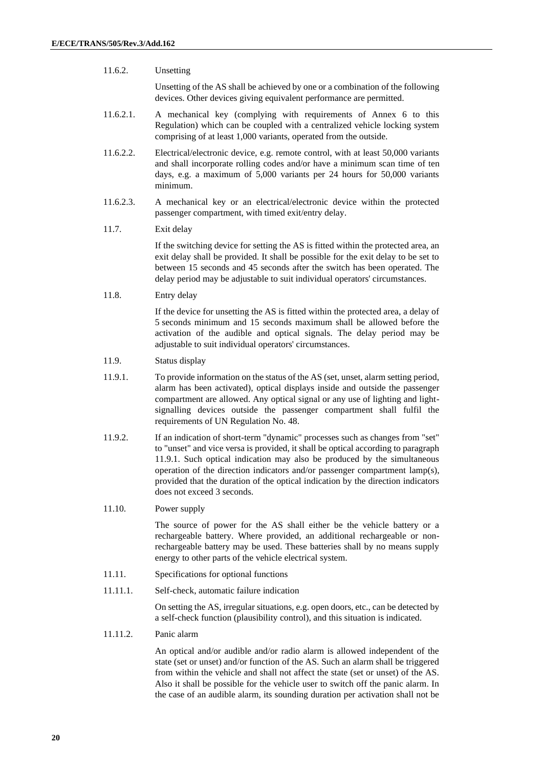11.6.2. Unsetting

Unsetting of the AS shall be achieved by one or a combination of the following devices. Other devices giving equivalent performance are permitted.

11.6.2.1. A mechanical key (complying with requirements of Annex 6 to this Regulation) which can be coupled with a centralized vehicle locking system comprising of at least 1,000 variants, operated from the outside.

11.6.2.2. Electrical/electronic device, e.g. remote control, with at least 50,000 variants and shall incorporate rolling codes and/or have a minimum scan time of ten days, e.g. a maximum of 5,000 variants per 24 hours for 50,000 variants minimum.

11.6.2.3. A mechanical key or an electrical/electronic device within the protected passenger compartment, with timed exit/entry delay.

11.7. Exit delay

If the switching device for setting the AS is fitted within the protected area, an exit delay shall be provided. It shall be possible for the exit delay to be set to between 15 seconds and 45 seconds after the switch has been operated. The delay period may be adjustable to suit individual operators' circumstances.

11.8. Entry delay

If the device for unsetting the AS is fitted within the protected area, a delay of 5 seconds minimum and 15 seconds maximum shall be allowed before the activation of the audible and optical signals. The delay period may be adjustable to suit individual operators' circumstances.

11.9. Status display

11.9.1. To provide information on the status of the AS (set, unset, alarm setting period, alarm has been activated), optical displays inside and outside the passenger compartment are allowed. Any optical signal or any use of lighting and light-signalling devices outside the passenger compartment shall fulfil the requirements of UN Regulation No. 48.

11.9.2. If an indication of short-term "dynamic" processes such as changes from "set" to "unset" and vice versa is provided, it shall be optical according to paragraph 11.9.1. Such optical indication may also be produced by the simultaneous operation of the direction indicators and/or passenger compartment lamp(s), provided that the duration of the optical indication by the direction indicators does not exceed 3 seconds.

11.10. Power supply

The source of power for the AS shall either be the vehicle battery or a rechargeable battery. Where provided, an additional rechargeable or non-rechargeable battery may be used. These batteries shall by no means supply energy to other parts of the vehicle electrical system.

11.11. Specifications for optional functions

11.11.1. Self-check, automatic failure indication

On setting the AS, irregular situations, e.g. open doors, etc., can be detected by a self-check function (plausibility control), and this situation is indicated.

11.11.2. Panic alarm

An optical and/or audible and/or radio alarm is allowed independent of the state (set or unset) and/or function of the AS. Such an alarm shall be triggered from within the vehicle and shall not affect the state (set or unset) of the AS. Also it shall be possible for the vehicle user to switch off the panic alarm. In the case of an audible alarm, its sounding duration per activation shall not be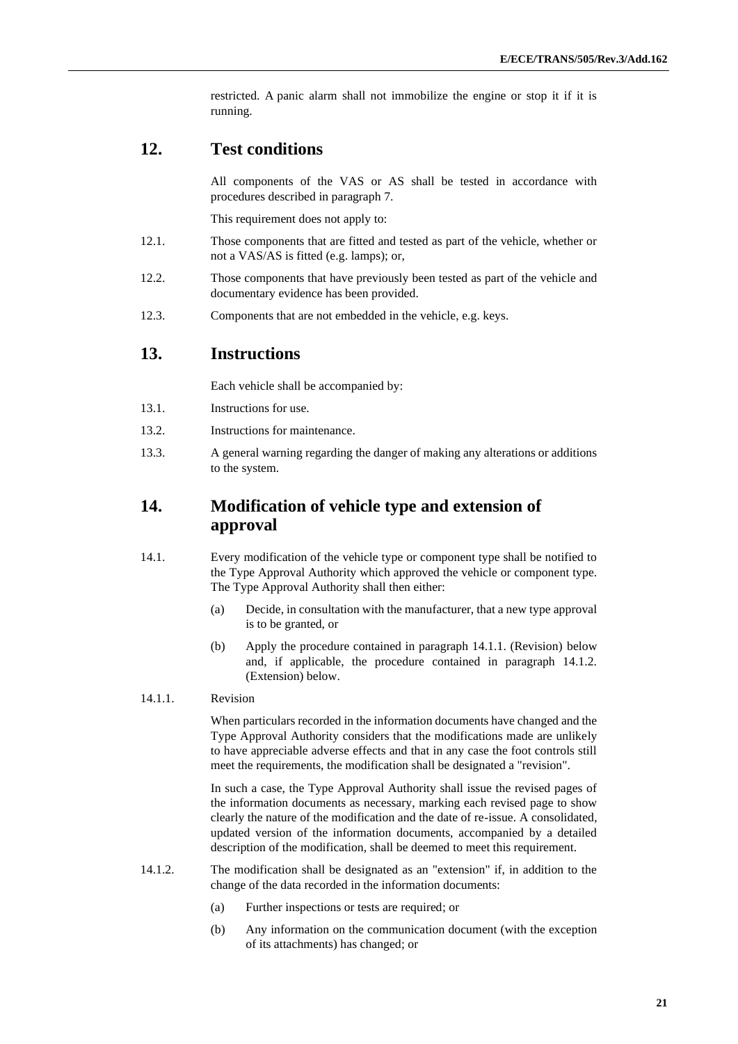restricted. A panic alarm shall not immobilize the engine or stop it if it is running.

## 12. Test conditions

All components of the VAS or AS shall be tested in accordance with procedures described in paragraph 7.

This requirement does not apply to:

12.1. Those components that are fitted and tested as part of the vehicle, whether or not a VAS/AS is fitted (e.g. lamps); or,

12.2. Those components that have previously been tested as part of the vehicle and documentary evidence has been provided.

12.3. Components that are not embedded in the vehicle, e.g. keys.

## 13. Instructions

Each vehicle shall be accompanied by:

13.1. Instructions for use.

13.2. Instructions for maintenance.

13.3. A general warning regarding the danger of making any alterations or additions to the system.

## 14. Modification of vehicle type and extension of approval

14.1. Every modification of the vehicle type or component type shall be notified to the Type Approval Authority which approved the vehicle or component type. The Type Approval Authority shall then either:

(a) Decide, in consultation with the manufacturer, that a new type approval is to be granted, or

(b) Apply the procedure contained in paragraph 14.1.1. (Revision) below and, if applicable, the procedure contained in paragraph 14.1.2. (Extension) below.

14.1.1. Revision

When particulars recorded in the information documents have changed and the Type Approval Authority considers that the modifications made are unlikely to have appreciable adverse effects and that in any case the foot controls still meet the requirements, the modification shall be designated a "revision".

In such a case, the Type Approval Authority shall issue the revised pages of the information documents as necessary, marking each revised page to show clearly the nature of the modification and the date of re-issue. A consolidated, updated version of the information documents, accompanied by a detailed description of the modification, shall be deemed to meet this requirement.

14.1.2. The modification shall be designated as an "extension" if, in addition to the change of the data recorded in the information documents:

(a) Further inspections or tests are required; or

(b) Any information on the communication document (with the exception of its attachments) has changed; or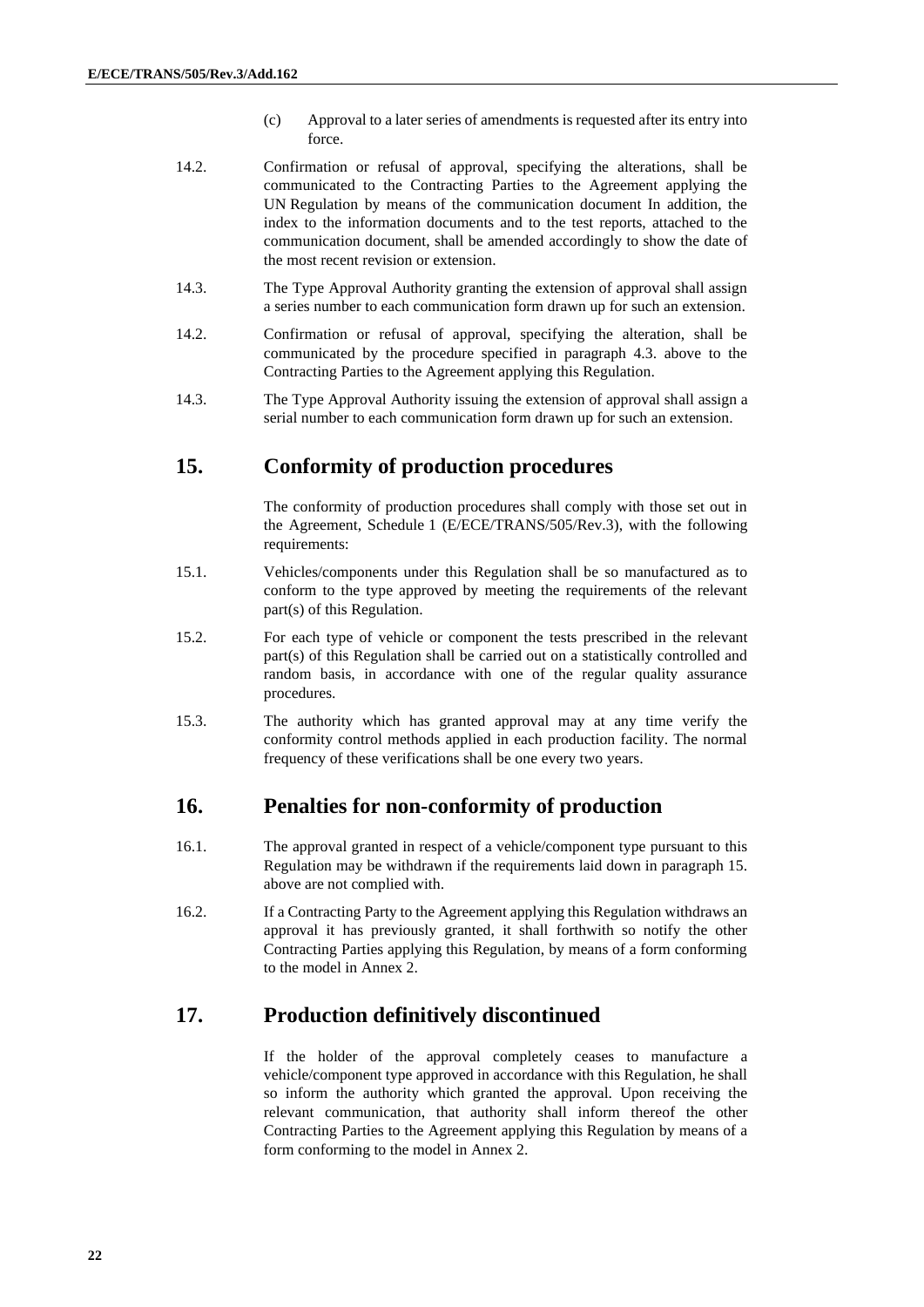(c) Approval to a later series of amendments is requested after its entry into force.

14.2. Confirmation or refusal of approval, specifying the alterations, shall be communicated to the Contracting Parties to the Agreement applying the UN Regulation by means of the communication document In addition, the index to the information documents and to the test reports, attached to the communication document, shall be amended accordingly to show the date of the most recent revision or extension.

14.3. The Type Approval Authority granting the extension of approval shall assign a series number to each communication form drawn up for such an extension.

14.2. Confirmation or refusal of approval, specifying the alteration, shall be communicated by the procedure specified in paragraph 4.3. above to the Contracting Parties to the Agreement applying this Regulation.

14.3. The Type Approval Authority issuing the extension of approval shall assign a serial number to each communication form drawn up for such an extension.

## 15. Conformity of production procedures

The conformity of production procedures shall comply with those set out in the Agreement, Schedule 1 (E/ECE/TRANS/505/Rev.3), with the following requirements:

15.1. Vehicles/components under this Regulation shall be so manufactured as to conform to the type approved by meeting the requirements of the relevant part(s) of this Regulation.

15.2. For each type of vehicle or component the tests prescribed in the relevant part(s) of this Regulation shall be carried out on a statistically controlled and random basis, in accordance with one of the regular quality assurance procedures.

15.3. The authority which has granted approval may at any time verify the conformity control methods applied in each production facility. The normal frequency of these verifications shall be one every two years.

## 16. Penalties for non-conformity of production

16.1. The approval granted in respect of a vehicle/component type pursuant to this Regulation may be withdrawn if the requirements laid down in paragraph 15. above are not complied with.

16.2. If a Contracting Party to the Agreement applying this Regulation withdraws an approval it has previously granted, it shall forthwith so notify the other Contracting Parties applying this Regulation, by means of a form conforming to the model in Annex 2.

## 17. Production definitively discontinued

If the holder of the approval completely ceases to manufacture a vehicle/component type approved in accordance with this Regulation, he shall so inform the authority which granted the approval. Upon receiving the relevant communication, that authority shall inform thereof the other Contracting Parties to the Agreement applying this Regulation by means of a form conforming to the model in Annex 2.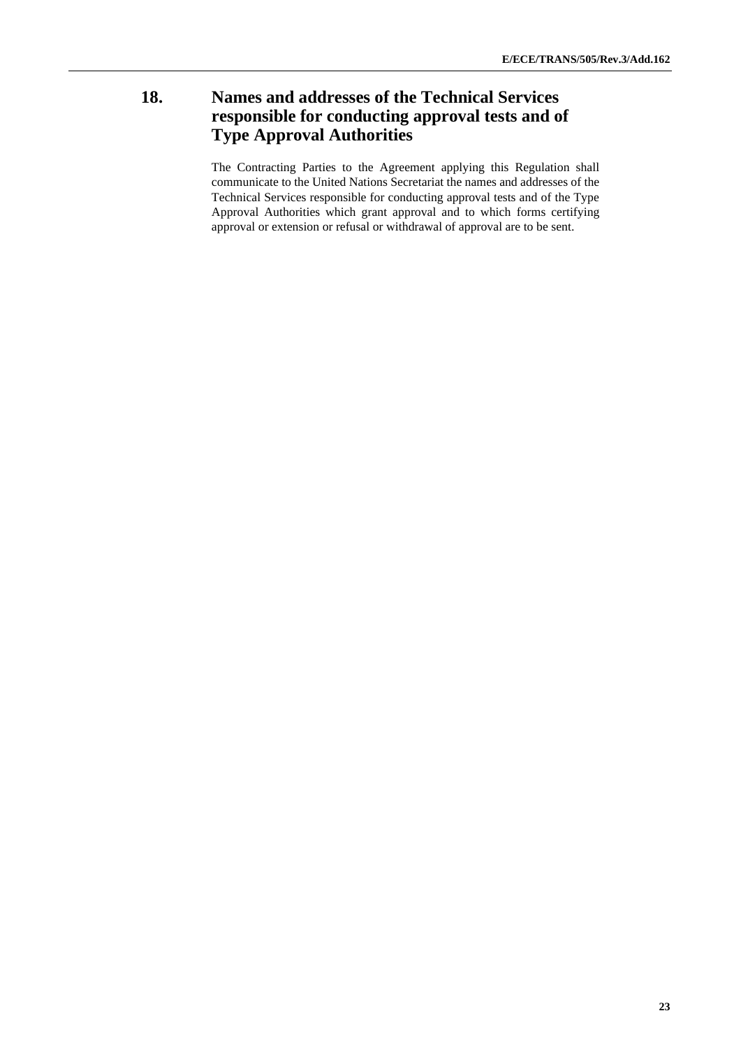## 18. Names and addresses of the Technical Services responsible for conducting approval tests and of Type Approval Authorities

The Contracting Parties to the Agreement applying this Regulation shall communicate to the United Nations Secretariat the names and addresses of the Technical Services responsible for conducting approval tests and of the Type Approval Authorities which grant approval and to which forms certifying approval or extension or refusal or withdrawal of approval are to be sent.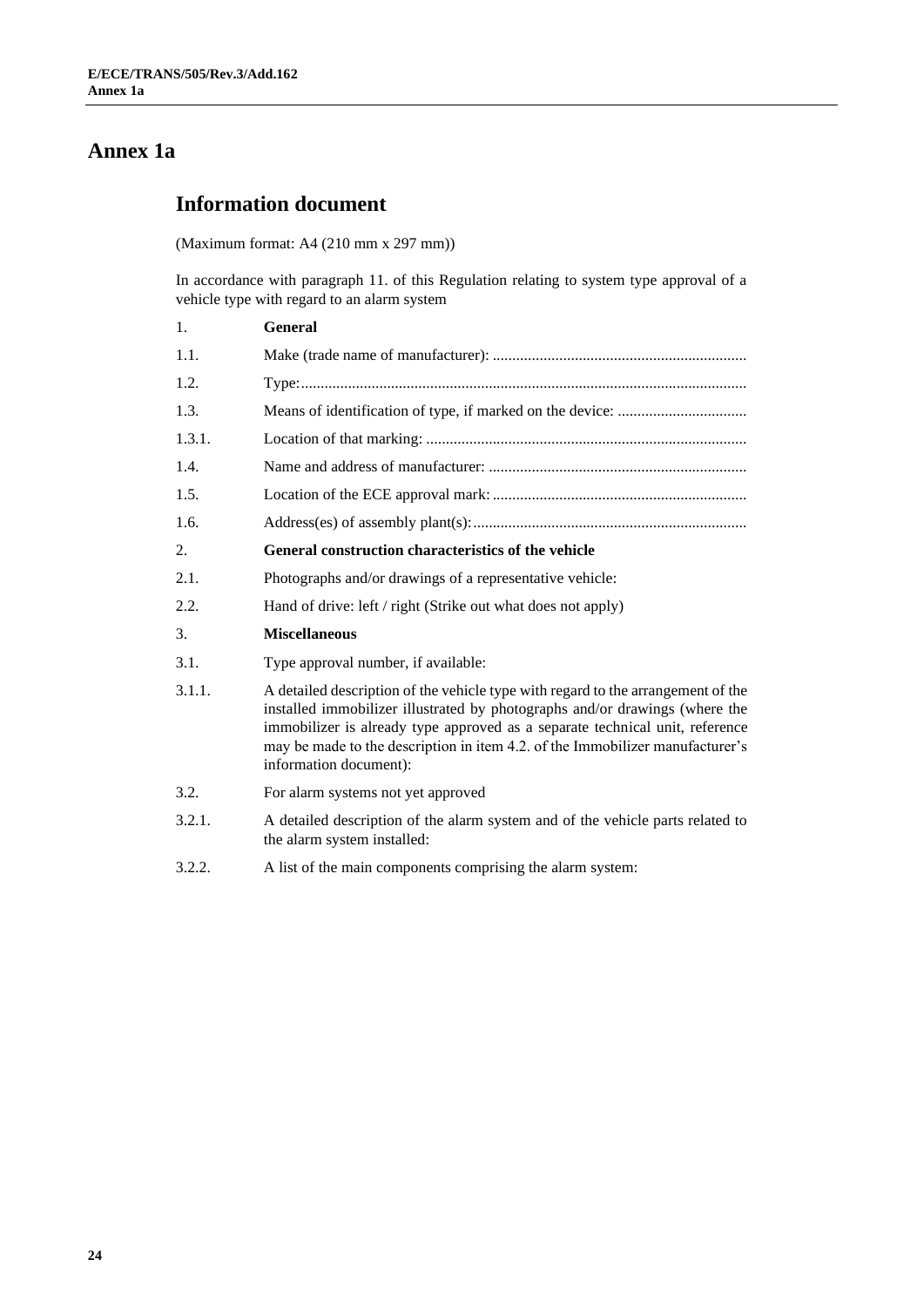# Annex 1a

## Information document

(Maximum format: A4 (210 mm x 297 mm))

In accordance with paragraph 11. of this Regulation relating to system type approval of a vehicle type with regard to an alarm system

1. **General**

1.1. Make (trade name of manufacturer): ................................................................

1.2. Type:................................................................................................................

1.3. Means of identification of type, if marked on the device: .................................

1.3.1. Location of that marking: .................................................................................

1.4. Name and address of manufacturer: .................................................................

1.5. Location of the ECE approval mark: ................................................................

1.6. Address(es) of assembly plant(s): .....................................................................

2. **General construction characteristics of the vehicle**

2.1. Photographs and/or drawings of a representative vehicle:

2.2. Hand of drive: left / right (Strike out what does not apply)

3. **Miscellaneous**

3.1. Type approval number, if available:

3.1.1. A detailed description of the vehicle type with regard to the arrangement of the installed immobilizer illustrated by photographs and/or drawings (where the immobilizer is already type approved as a separate technical unit, reference may be made to the description in item 4.2. of the Immobilizer manufacturer's information document):

3.2. For alarm systems not yet approved

3.2.1. A detailed description of the alarm system and of the vehicle parts related to the alarm system installed:

3.2.2. A list of the main components comprising the alarm system: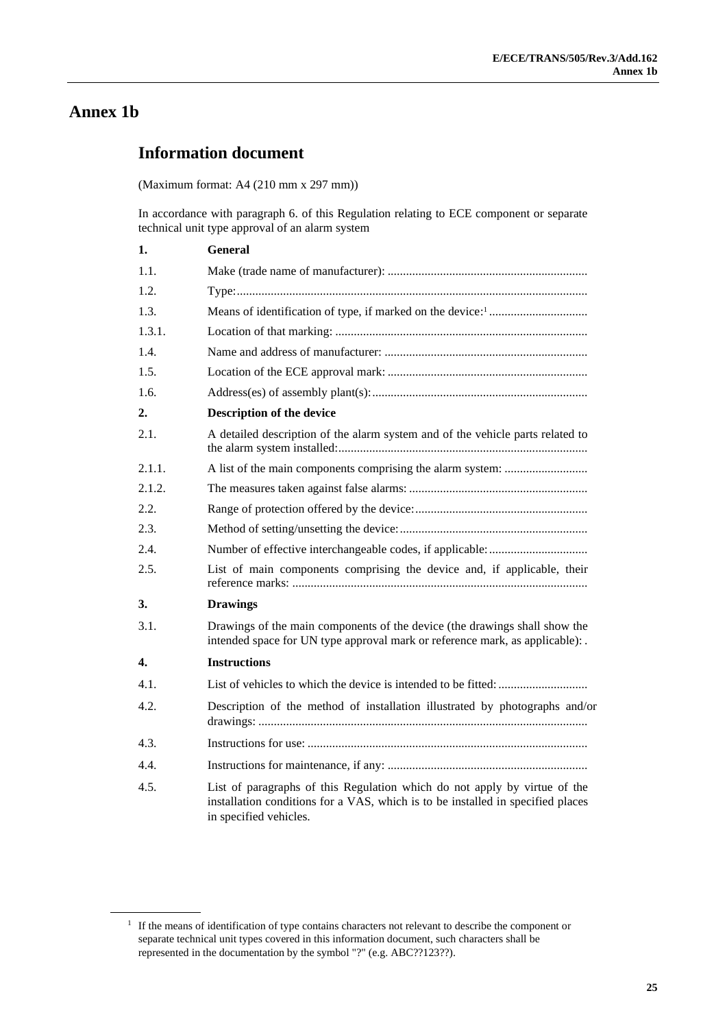# Annex 1b

## Information document

(Maximum format: A4 (210 mm x 297 mm))

In accordance with paragraph 6. of this Regulation relating to ECE component or separate technical unit type approval of an alarm system

**1. General**

1.1. Make (trade name of manufacturer): ................................................................

1.2. Type:.................................................................................................................

1.3. Means of identification of type, if marked on the device:[1] ...............................

1.3.1. Location of that marking: ................................................................................

1.4. Name and address of manufacturer: .................................................................

1.5. Location of the ECE approval mark: ................................................................

1.6. Address(es) of assembly plant(s):.....................................................................

**2. Description of the device**

2.1. A detailed description of the alarm system and of the vehicle parts related to the alarm system installed:................................................................................

2.1.1. A list of the main components comprising the alarm system: ...........................

2.1.2. The measures taken against false alarms: ..........................................................

2.2. Range of protection offered by the device:.......................................................

2.3. Method of setting/unsetting the device:............................................................

2.4. Number of effective interchangeable codes, if applicable:................................

2.5. List of main components comprising the device and, if applicable, their reference marks: ..............................................................................................

**3. Drawings**

3.1. Drawings of the main components of the device (the drawings shall show the intended space for UN type approval mark or reference mark, as applicable): .

**4. Instructions**

4.1. List of vehicles to which the device is intended to be fitted: ............................

4.2. Description of the method of installation illustrated by photographs and/or drawings: .........................................................................................................

4.3. Instructions for use: ..........................................................................................

4.4. Instructions for maintenance, if any: ................................................................

4.5. List of paragraphs of this Regulation which do not apply by virtue of the installation conditions for a VAS, which is to be installed in specified places in specified vehicles.

---

[1] If the means of identification of type contains characters not relevant to describe the component or separate technical unit types covered in this information document, such characters shall be represented in the documentation by the symbol "?" (e.g. ABC??123??).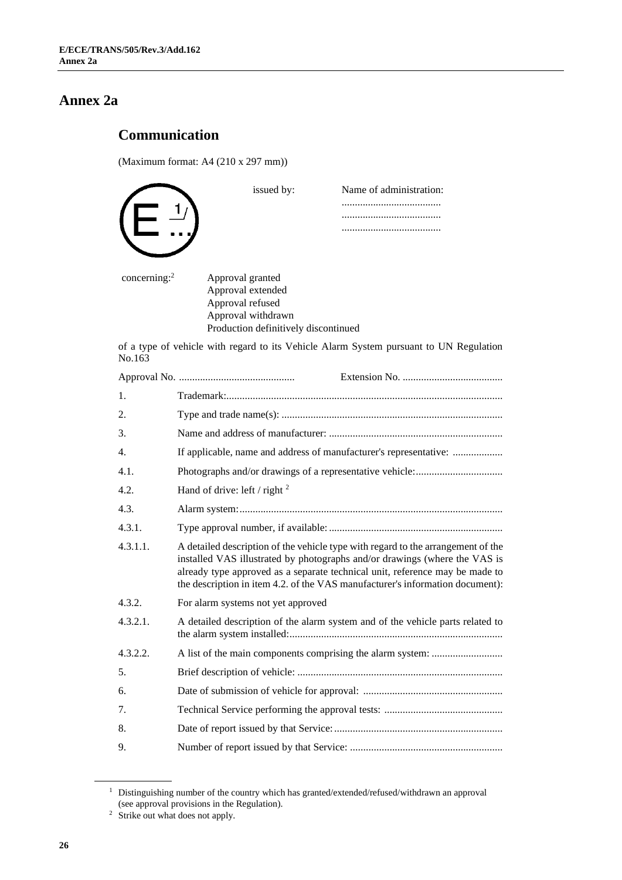# Annex 2a

## Communication

(Maximum format: A4 (210 x 297 mm))

E [1] issued by: Name of administration:
......................................
......................................
......................................

concerning:[2]
Approval granted
Approval extended
Approval refused
Approval withdrawn
Production definitively discontinued

of a type of vehicle with regard to its Vehicle Alarm System pursuant to UN Regulation No.163

Approval No. ............................................ Extension No. ......................................

1. Trademark:........................................................................................................

2. Type and trade name(s): ...................................................................................

3. Name and address of manufacturer: .................................................................

4. If applicable, name and address of manufacturer's representative: ...................

4.1. Photographs and/or drawings of a representative vehicle:.................................

4.2. Hand of drive: left / right [2]

4.3. Alarm system:...................................................................................................

4.3.1. Type approval number, if available:.................................................................

4.3.1.1. A detailed description of the vehicle type with regard to the arrangement of the installed VAS illustrated by photographs and/or drawings (where the VAS is already type approved as a separate technical unit, reference may be made to the description in item 4.2. of the VAS manufacturer's information document):

4.3.2. For alarm systems not yet approved

4.3.2.1. A detailed description of the alarm system and of the vehicle parts related to the alarm system installed:................................................................................

4.3.2.2. A list of the main components comprising the alarm system: ...........................

5. Brief description of vehicle: .............................................................................

6. Date of submission of vehicle for approval: .....................................................

7. Technical Service performing the approval tests: .............................................

8. Date of report issued by that Service:................................................................

9. Number of report issued by that Service: ..........................................................

---

[1] Distinguishing number of the country which has granted/extended/refused/withdrawn an approval (see approval provisions in the Regulation).

[2] Strike out what does not apply.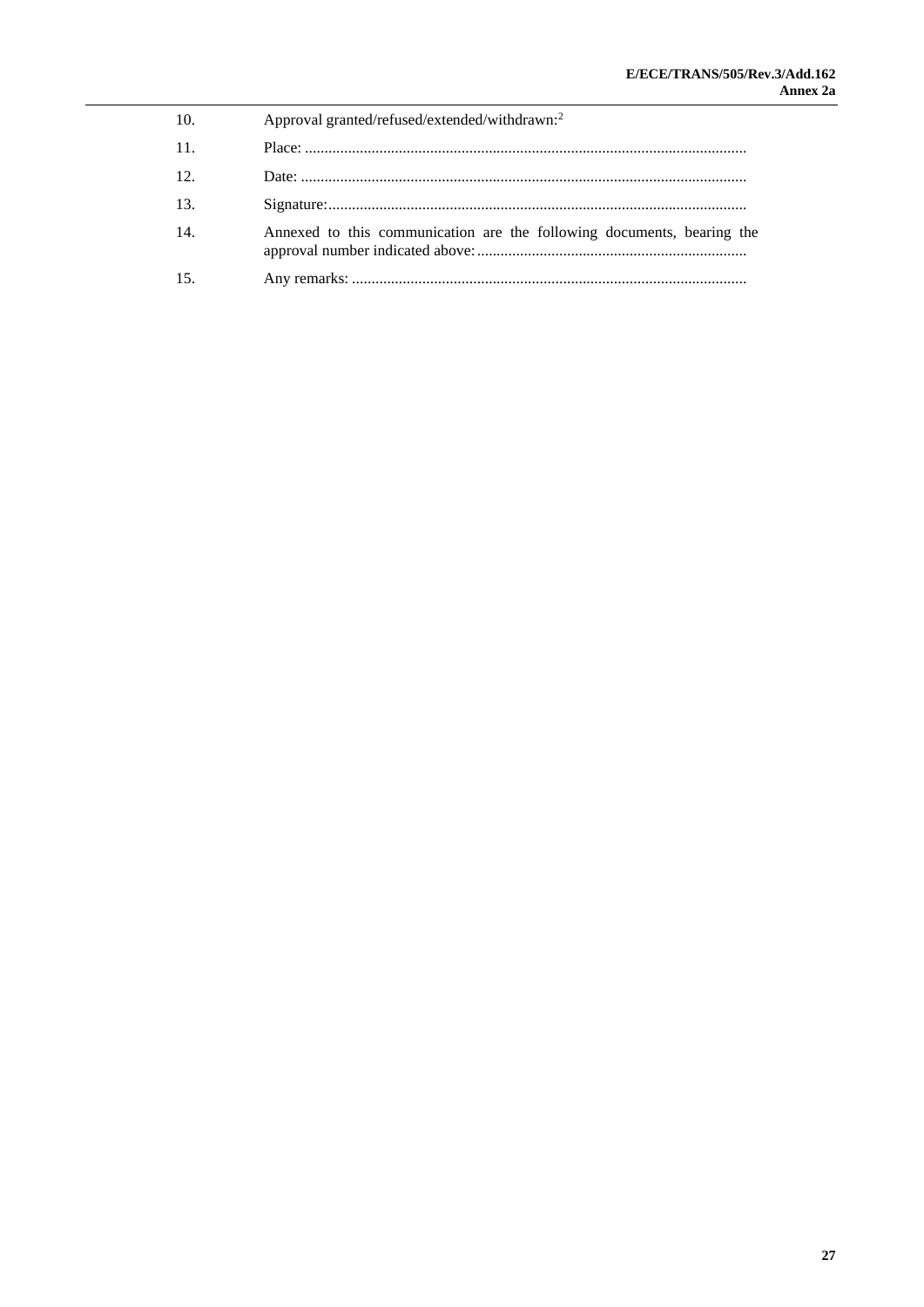10. Approval granted/refused/extended/withdrawn:[2]

11. Place: ..............................................................................................................

12. Date: ...............................................................................................................

13. Signature:.........................................................................................................

14. Annexed to this communication are the following documents, bearing the approval number indicated above: ....................................................................

15. Any remarks: ..................................................................................................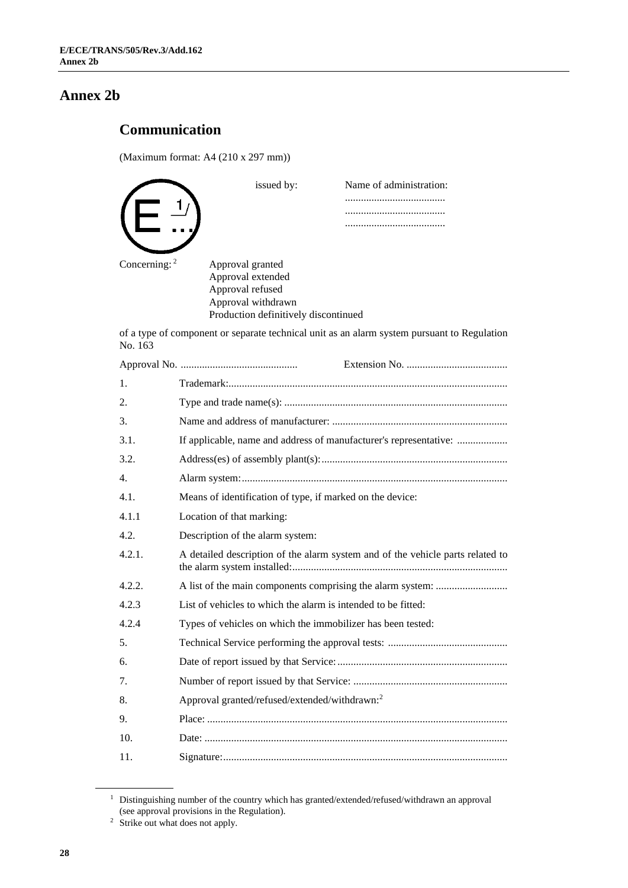# Annex 2b

## Communication

(Maximum format: A4 (210 x 297 mm))

E 1 ...

issued by: Name of administration:
......................................
......................................
......................................

Concerning:[2] Approval granted
Approval extended
Approval refused
Approval withdrawn
Production definitively discontinued

of a type of component or separate technical unit as an alarm system pursuant to Regulation No. 163

Approval No. ............................................ Extension No. ......................................

1. Trademark:........................................................................................................

2. Type and trade name(s): ...................................................................................

3. Name and address of manufacturer: .................................................................

3.1. If applicable, name and address of manufacturer's representative: ...................

3.2. Address(es) of assembly plant(s):.....................................................................

4. Alarm system:...................................................................................................

4.1. Means of identification of type, if marked on the device:

4.1.1 Location of that marking:

4.2. Description of the alarm system:

4.2.1. A detailed description of the alarm system and of the vehicle parts related to the alarm system installed:................................................................................

4.2.2. A list of the main components comprising the alarm system: ...........................

4.2.3 List of vehicles to which the alarm is intended to be fitted:

4.2.4 Types of vehicles on which the immobilizer has been tested:

5. Technical Service performing the approval tests: ............................................

6. Date of report issued by that Service:...............................................................

7. Number of report issued by that Service: .........................................................

8. Approval granted/refused/extended/withdrawn:[2]

9. Place: ...............................................................................................................

10. Date: ................................................................................................................

11. Signature:..........................................................................................................

---

[1] Distinguishing number of the country which has granted/extended/refused/withdrawn an approval (see approval provisions in the Regulation).

[2] Strike out what does not apply.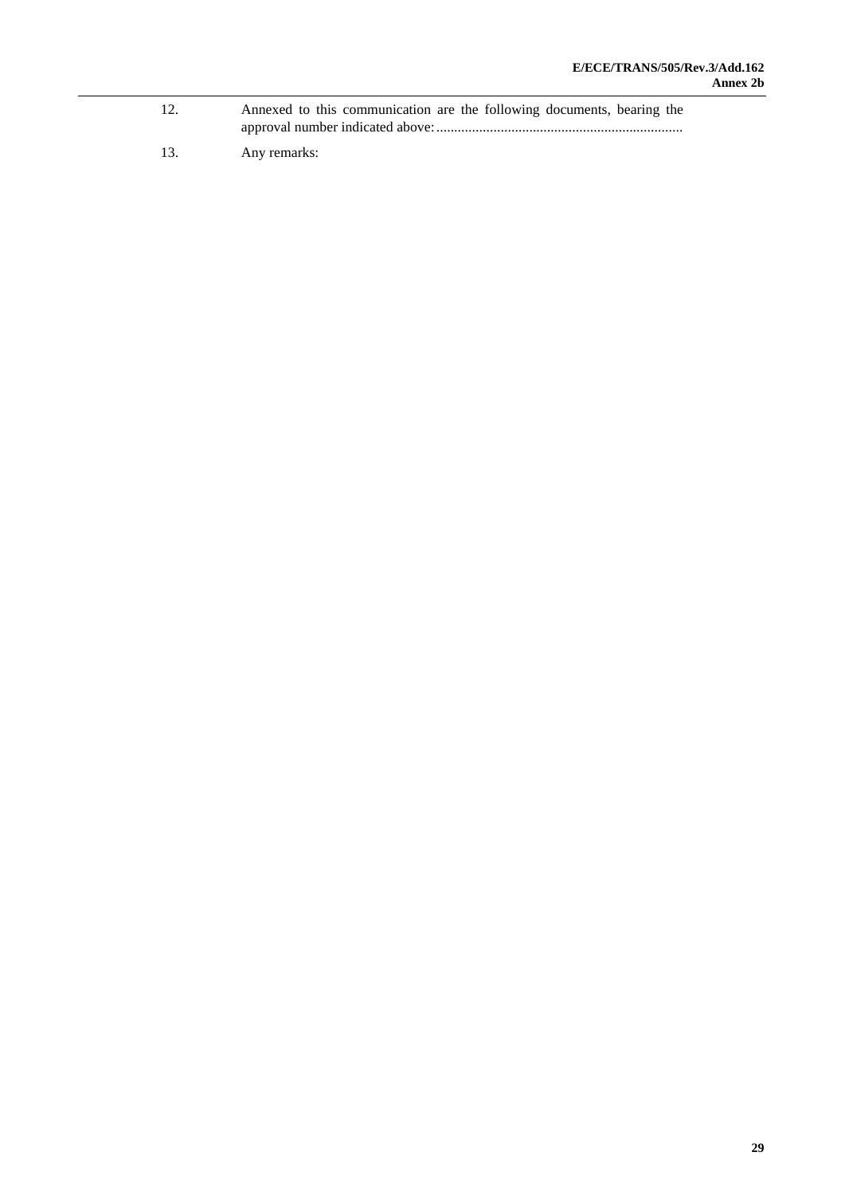12. Annexed to this communication are the following documents, bearing the approval number indicated above: .....................................................................

13. Any remarks: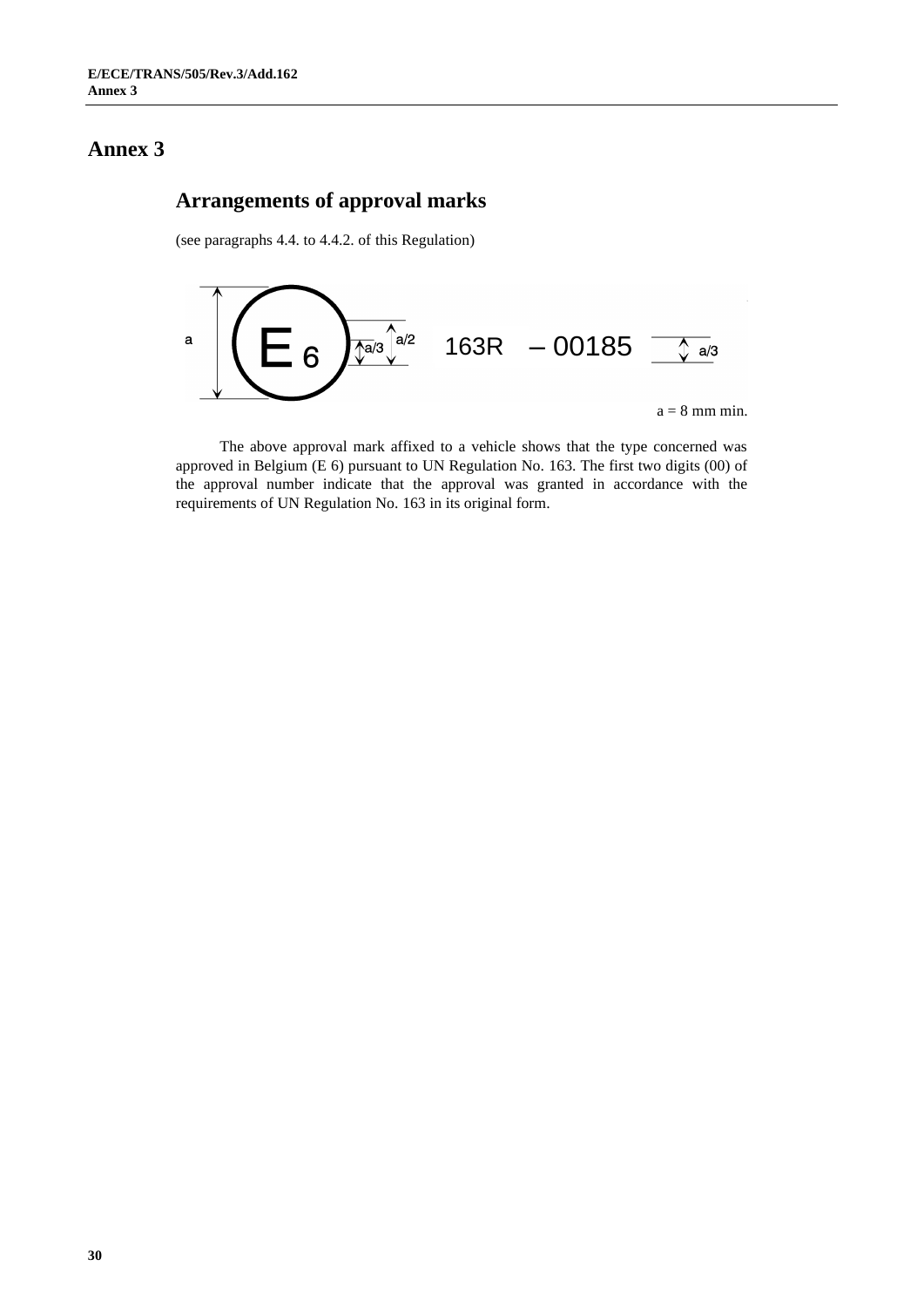# Annex 3

## Arrangements of approval marks

(see paragraphs 4.4. to 4.4.2. of this Regulation)

a E 6 a/3 a/2 163R – 00185 a/3

a = 8 mm min.

The above approval mark affixed to a vehicle shows that the type concerned was approved in Belgium (E 6) pursuant to UN Regulation No. 163. The first two digits (00) of the approval number indicate that the approval was granted in accordance with the requirements of UN Regulation No. 163 in its original form.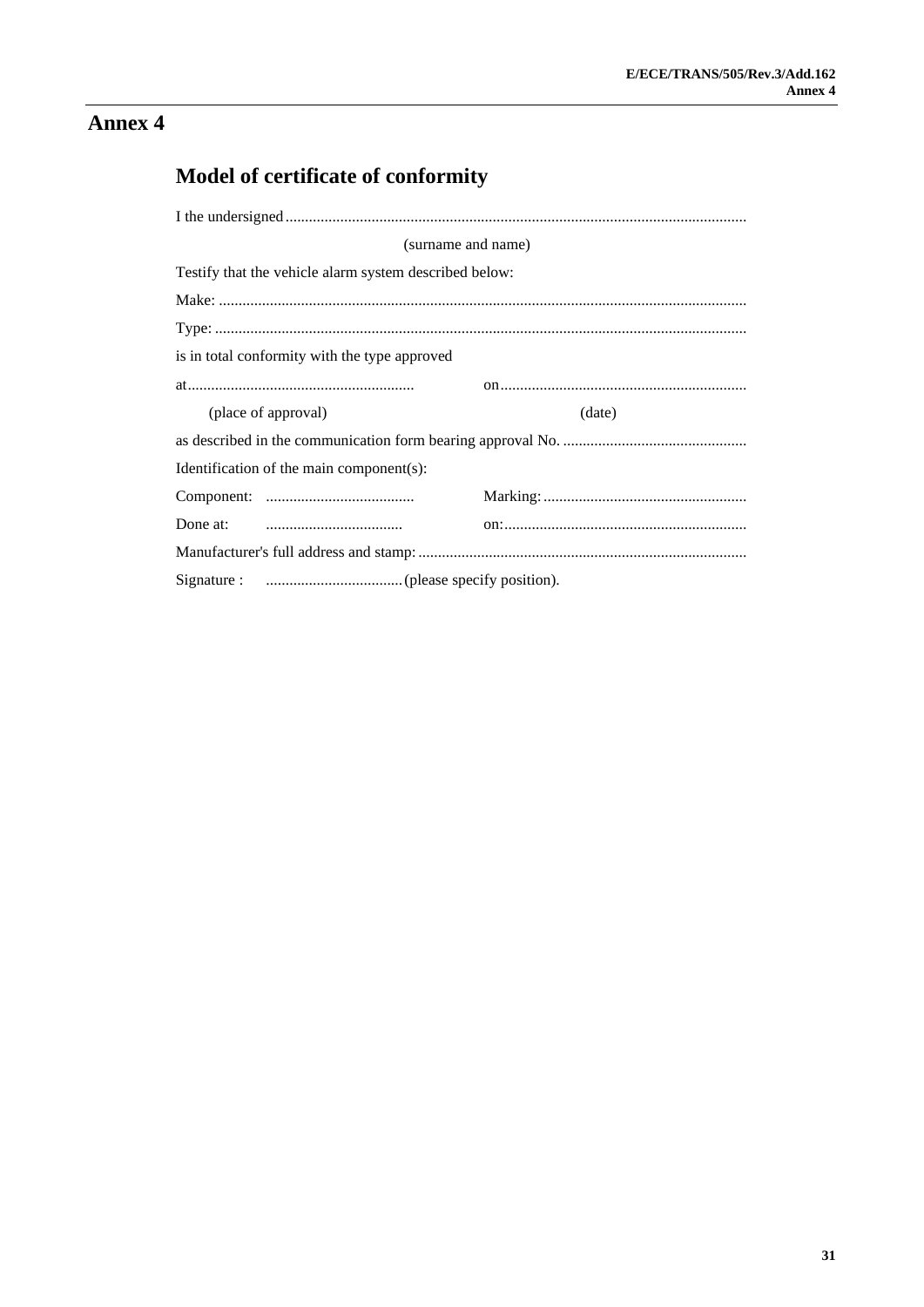# Annex 4

## Model of certificate of conformity

I the undersigned ......................................................................................................................

(surname and name)

Testify that the vehicle alarm system described below:

Make: ......................................................................................................................

Type: ......................................................................................................................

is in total conformity with the type approved

at.......................................................... on..............................................................

(place of approval) (date)

as described in the communication form bearing approval No. ...............................................

Identification of the main component(s):

Component: ...................................... Marking: ....................................................

Done at: ................................... on:..............................................................

Manufacturer's full address and stamp: ...................................................................................

Signature : ................................... (please specify position).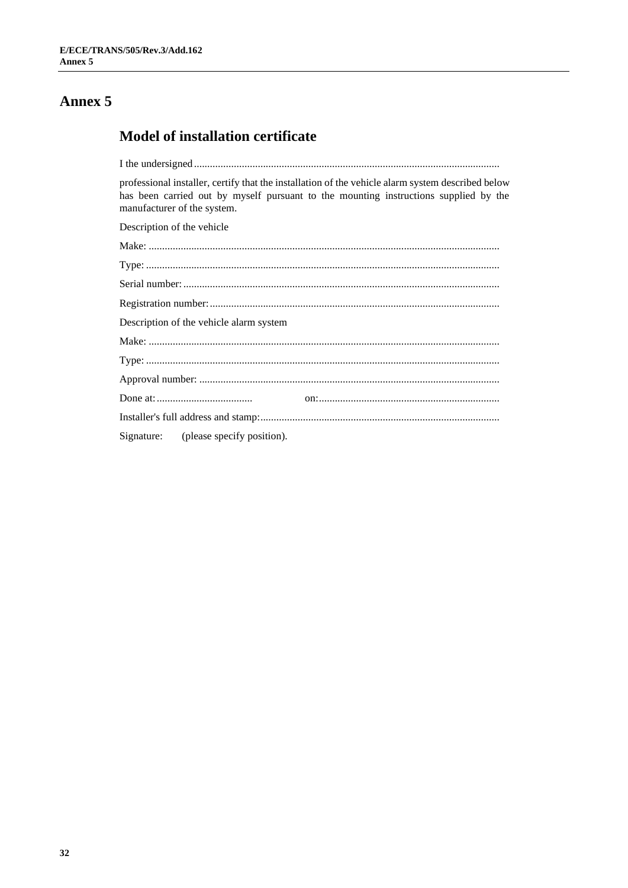# Annex 5

## Model of installation certificate

I the undersigned..................................................................................................................

professional installer, certify that the installation of the vehicle alarm system described below has been carried out by myself pursuant to the mounting instructions supplied by the manufacturer of the system.

Description of the vehicle

Make: ..................................................................................................................................

Type: ...................................................................................................................................

Serial number: ......................................................................................................................

Registration number: ............................................................................................................

Description of the vehicle alarm system

Make: ..................................................................................................................................

Type: ...................................................................................................................................

Approval number: ................................................................................................................

Done at: .................................... on: ..................................................................

Installer's full address and stamp: ..........................................................................................

Signature: (please specify position).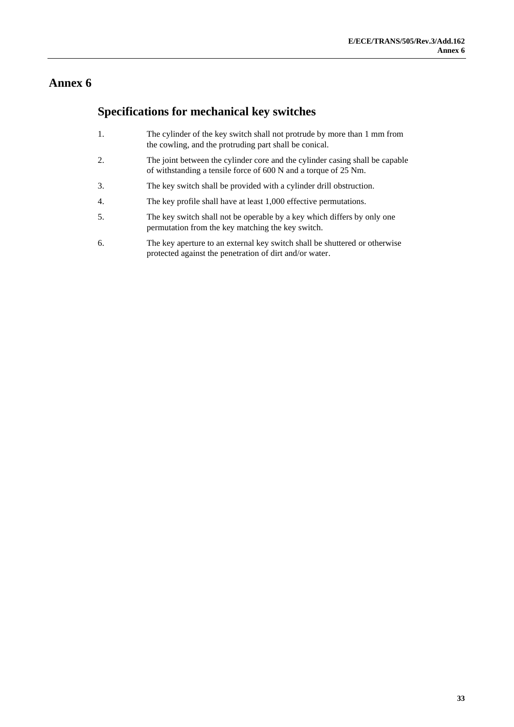# Annex 6

## Specifications for mechanical key switches

1. The cylinder of the key switch shall not protrude by more than 1 mm from the cowling, and the protruding part shall be conical.

2. The joint between the cylinder core and the cylinder casing shall be capable of withstanding a tensile force of 600 N and a torque of 25 Nm.

3. The key switch shall be provided with a cylinder drill obstruction.

4. The key profile shall have at least 1,000 effective permutations.

5. The key switch shall not be operable by a key which differs by only one permutation from the key matching the key switch.

6. The key aperture to an external key switch shall be shuttered or otherwise protected against the penetration of dirt and/or water.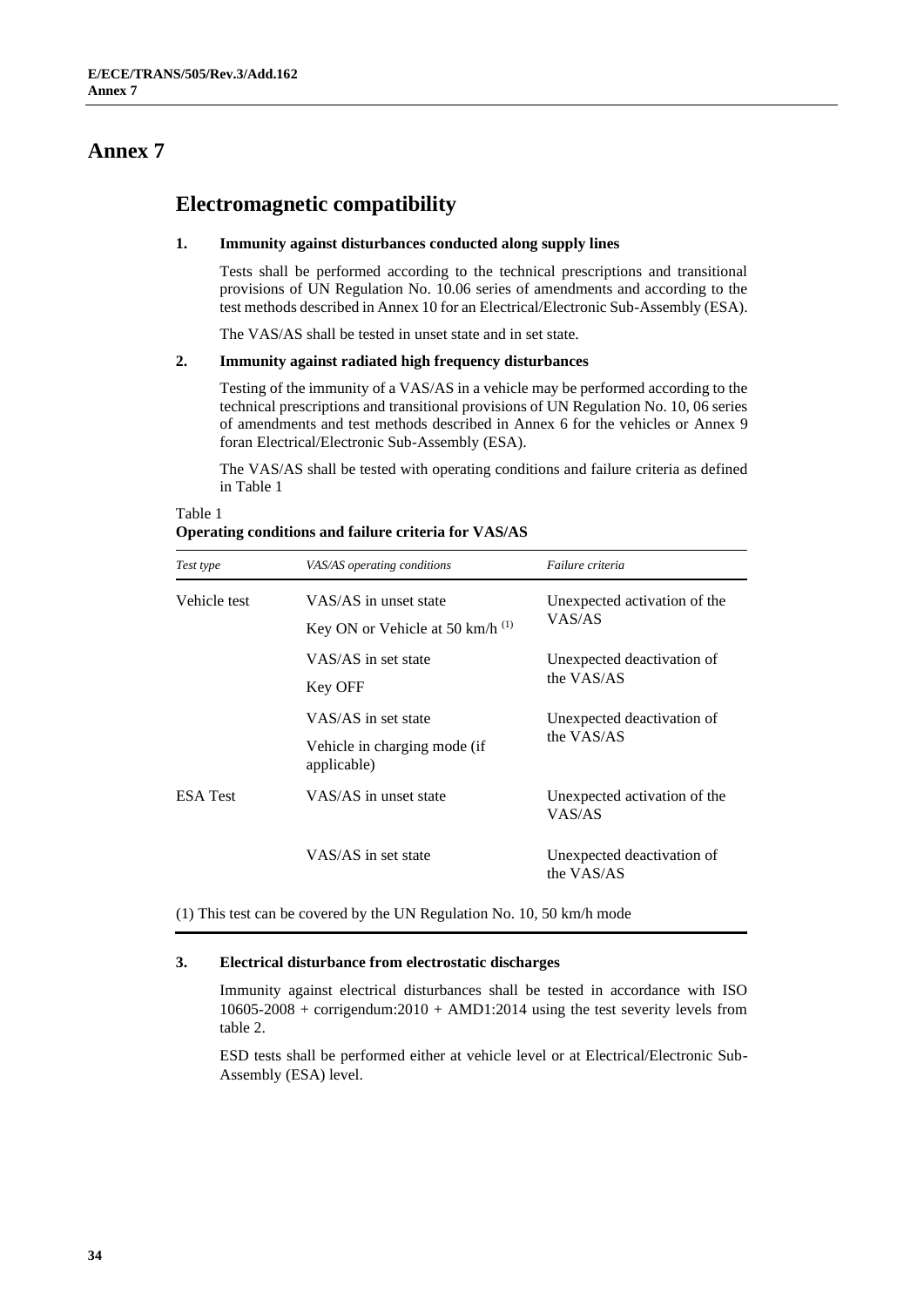# Annex 7

## Electromagnetic compatibility

### 1. Immunity against disturbances conducted along supply lines

Tests shall be performed according to the technical prescriptions and transitional provisions of UN Regulation No. 10.06 series of amendments and according to the test methods described in Annex 10 for an Electrical/Electronic Sub-Assembly (ESA).

The VAS/AS shall be tested in unset state and in set state.

### 2. Immunity against radiated high frequency disturbances

Testing of the immunity of a VAS/AS in a vehicle may be performed according to the technical prescriptions and transitional provisions of UN Regulation No. 10, 06 series of amendments and test methods described in Annex 6 for the vehicles or Annex 9 foran Electrical/Electronic Sub-Assembly (ESA).

The VAS/AS shall be tested with operating conditions and failure criteria as defined in Table 1

Table 1
**Operating conditions and failure criteria for VAS/AS**

| *Test type* | *VAS/AS operating conditions* | *Failure criteria* |
|---|---|---|
| Vehicle test | VAS/AS in unset state<br>Key ON or Vehicle at 50 km/h (1) | Unexpected activation of the VAS/AS |
| | VAS/AS in set state<br>Key OFF | Unexpected deactivation of the VAS/AS |
| | VAS/AS in set state<br>Vehicle in charging mode (if applicable) | Unexpected deactivation of the VAS/AS |
| ESA Test | VAS/AS in unset state | Unexpected activation of the VAS/AS |
| | VAS/AS in set state | Unexpected deactivation of the VAS/AS |

(1) This test can be covered by the UN Regulation No. 10, 50 km/h mode

### 3. Electrical disturbance from electrostatic discharges

Immunity against electrical disturbances shall be tested in accordance with ISO 10605-2008 + corrigendum:2010 + AMD1:2014 using the test severity levels from table 2.

ESD tests shall be performed either at vehicle level or at Electrical/Electronic Sub-Assembly (ESA) level.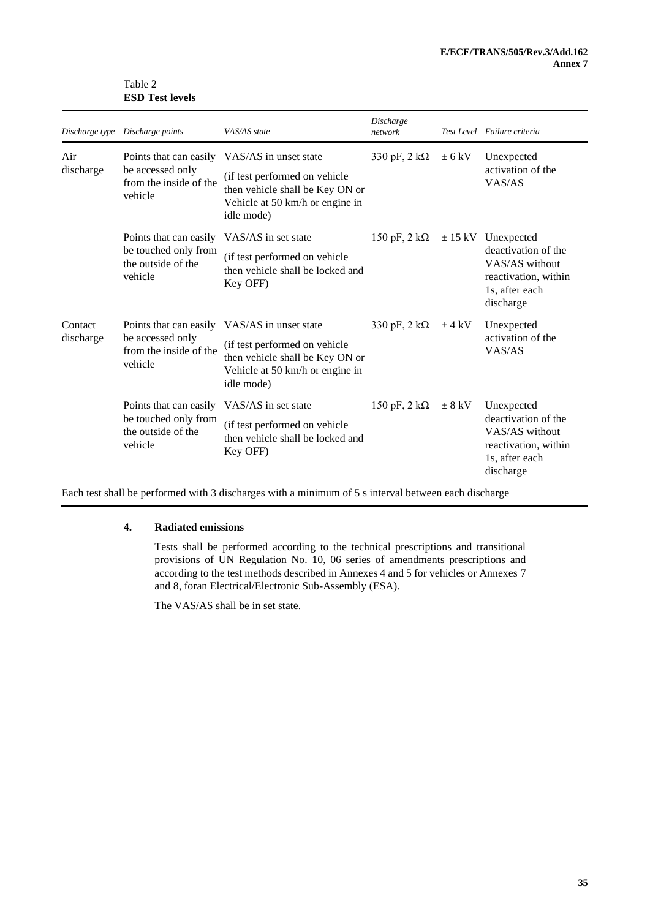Table 2
**ESD Test levels**

| *Discharge type* | *Discharge points* | *VAS/AS state* | *Discharge network* | *Test Level* | *Failure criteria* |
|---|---|---|---|---|---|
| Air discharge | Points that can easily be accessed only from the inside of the vehicle | VAS/AS in unset state (if test performed on vehicle then vehicle shall be Key ON or Vehicle at 50 km/h or engine in idle mode) | 330 pF, 2 kΩ | ± 6 kV | Unexpected activation of the VAS/AS |
| | Points that can easily be touched only from the outside of the vehicle | VAS/AS in set state (if test performed on vehicle then vehicle shall be locked and Key OFF) | 150 pF, 2 kΩ | ± 15 kV | Unexpected deactivation of the VAS/AS without reactivation, within 1s, after each discharge |
| Contact discharge | Points that can easily be accessed only from the inside of the vehicle | VAS/AS in unset state (if test performed on vehicle then vehicle shall be Key ON or Vehicle at 50 km/h or engine in idle mode) | 330 pF, 2 kΩ | ± 4 kV | Unexpected activation of the VAS/AS |
| | Points that can easily be touched only from the outside of the vehicle | VAS/AS in set state (if test performed on vehicle then vehicle shall be locked and Key OFF) | 150 pF, 2 kΩ | ± 8 kV | Unexpected deactivation of the VAS/AS without reactivation, within 1s, after each discharge |

Each test shall be performed with 3 discharges with a minimum of 5 s interval between each discharge

**4. Radiated emissions**

Tests shall be performed according to the technical prescriptions and transitional provisions of UN Regulation No. 10, 06 series of amendments prescriptions and according to the test methods described in Annexes 4 and 5 for vehicles or Annexes 7 and 8, foran Electrical/Electronic Sub-Assembly (ESA).

The VAS/AS shall be in set state.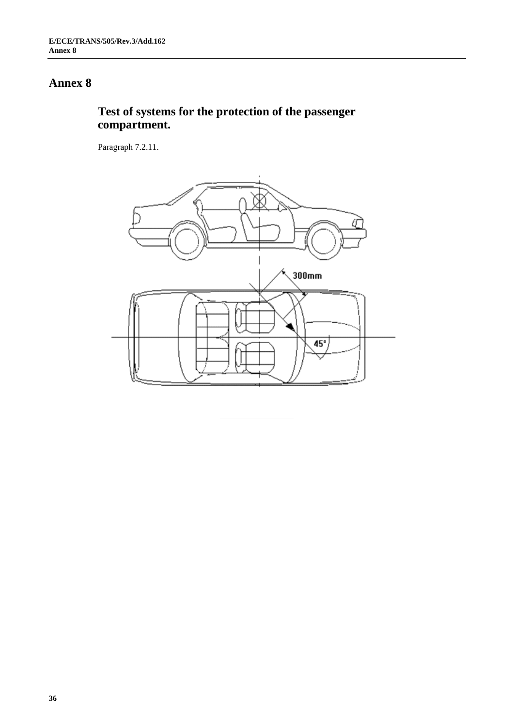# Annex 8

## Test of systems for the protection of the passenger compartment.

Paragraph 7.2.11.

300mm

45°